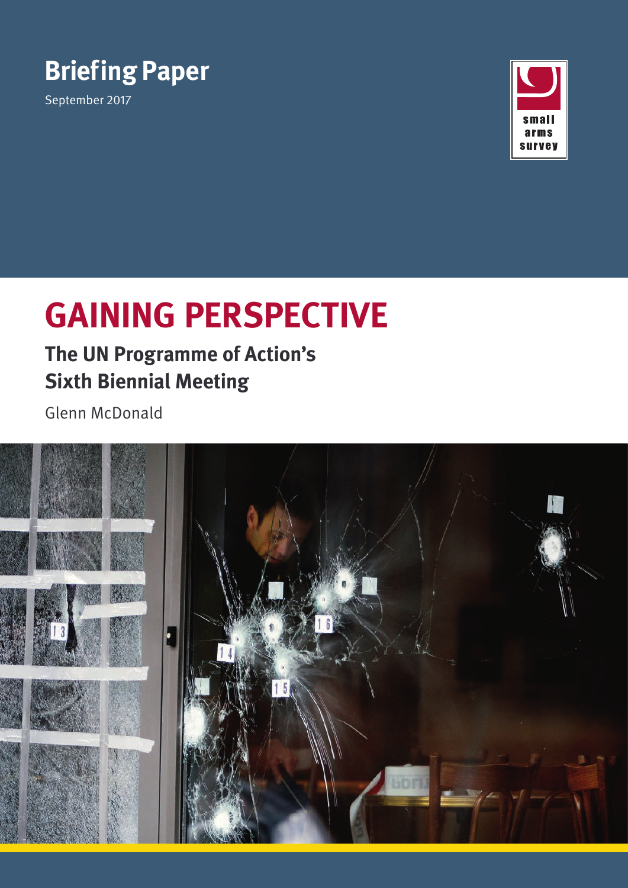**Briefing Paper**

September 2017

small arms survey

# GAINING PERSPECTIVE

## The UN Programme of Action's Sixth Biennial Meeting

Glenn McDonald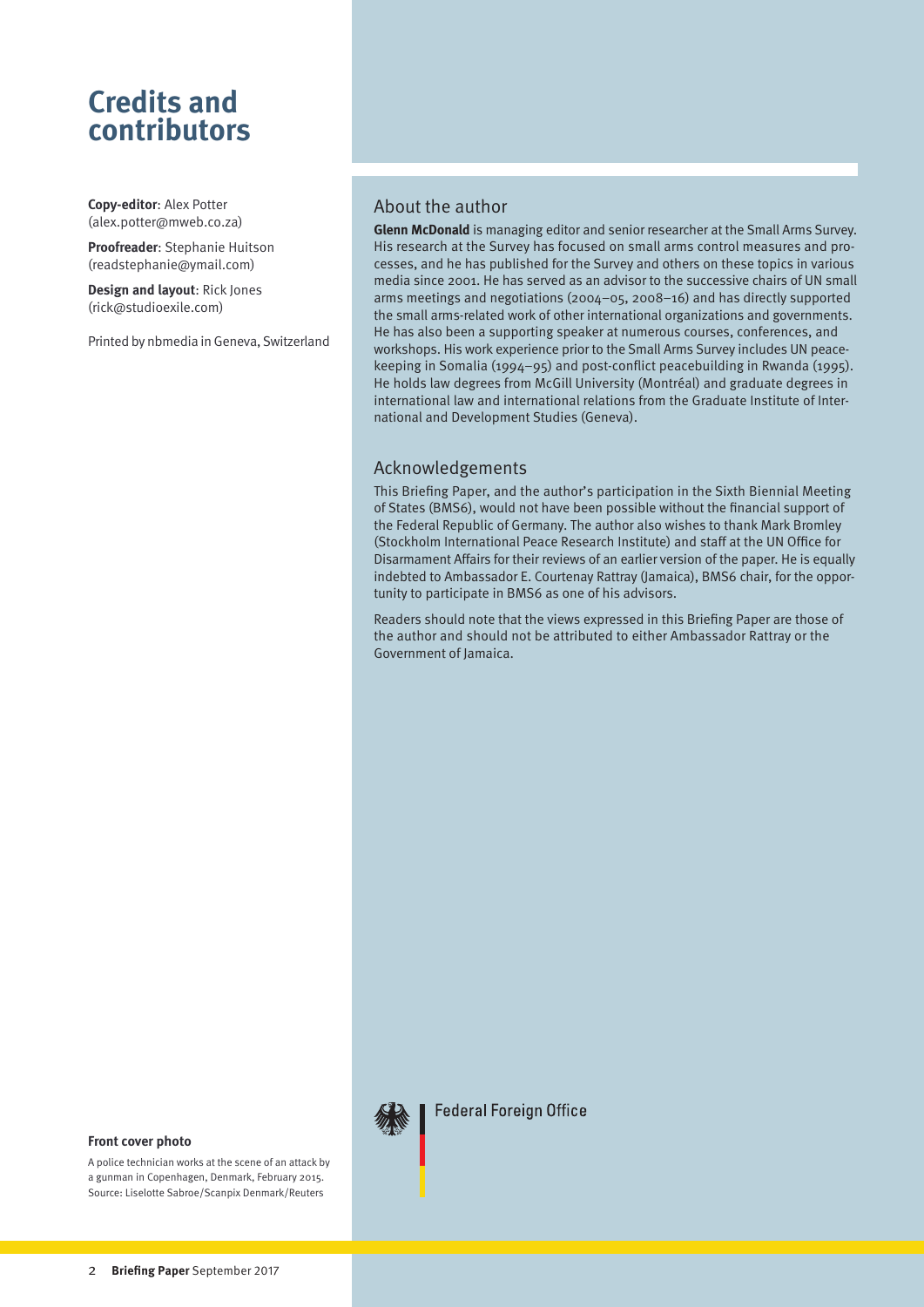# Credits and contributors

**Copy-editor**: Alex Potter (alex.potter@mweb.co.za)

**Proofreader**: Stephanie Huitson (readstephanie@ymail.com)

**Design and layout**: Rick Jones (rick@studioexile.com)

Printed by nbmedia in Geneva, Switzerland

## About the author

**Glenn McDonald** is managing editor and senior researcher at the Small Arms Survey. His research at the Survey has focused on small arms control measures and processes, and he has published for the Survey and others on these topics in various media since 2001. He has served as an advisor to the successive chairs of UN small arms meetings and negotiations (2004–05, 2008–16) and has directly supported the small arms-related work of other international organizations and governments. He has also been a supporting speaker at numerous courses, conferences, and workshops. His work experience prior to the Small Arms Survey includes UN peacekeeping in Somalia (1994–95) and post-conflict peacebuilding in Rwanda (1995). He holds law degrees from McGill University (Montréal) and graduate degrees in international law and international relations from the Graduate Institute of International and Development Studies (Geneva).

## Acknowledgements

This Briefing Paper, and the author's participation in the Sixth Biennial Meeting of States (BMS6), would not have been possible without the financial support of the Federal Republic of Germany. The author also wishes to thank Mark Bromley (Stockholm International Peace Research Institute) and staff at the UN Office for Disarmament Affairs for their reviews of an earlier version of the paper. He is equally indebted to Ambassador E. Courtenay Rattray (Jamaica), BMS6 chair, for the opportunity to participate in BMS6 as one of his advisors.

Readers should note that the views expressed in this Briefing Paper are those of the author and should not be attributed to either Ambassador Rattray or the Government of Jamaica.

Federal Foreign Office

**Front cover photo**

A police technician works at the scene of an attack by a gunman in Copenhagen, Denmark, February 2015. Source: Liselotte Sabroe/Scanpix Denmark/Reuters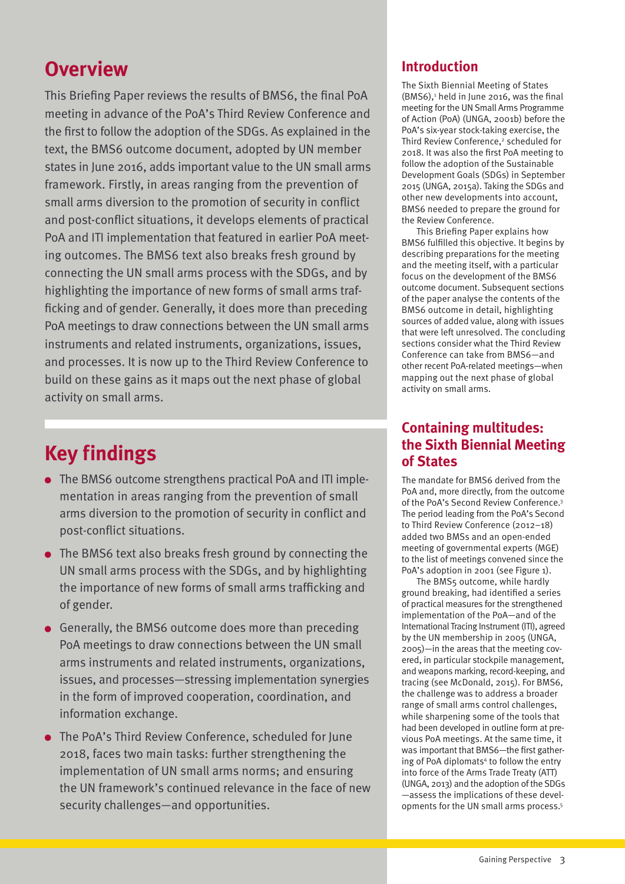## Overview

This Briefing Paper reviews the results of BMS6, the final PoA meeting in advance of the PoA's Third Review Conference and the first to follow the adoption of the SDGs. As explained in the text, the BMS6 outcome document, adopted by UN member states in June 2016, adds important value to the UN small arms framework. Firstly, in areas ranging from the prevention of small arms diversion to the promotion of security in conflict and post-conflict situations, it develops elements of practical PoA and ITI implementation that featured in earlier PoA meeting outcomes. The BMS6 text also breaks fresh ground by connecting the UN small arms process with the SDGs, and by highlighting the importance of new forms of small arms trafficking and of gender. Generally, it does more than preceding PoA meetings to draw connections between the UN small arms instruments and related instruments, organizations, issues, and processes. It is now up to the Third Review Conference to build on these gains as it maps out the next phase of global activity on small arms.

## Key findings

- The BMS6 outcome strengthens practical PoA and ITI implementation in areas ranging from the prevention of small arms diversion to the promotion of security in conflict and post-conflict situations.
- The BMS6 text also breaks fresh ground by connecting the UN small arms process with the SDGs, and by highlighting the importance of new forms of small arms trafficking and of gender.
- Generally, the BMS6 outcome does more than preceding PoA meetings to draw connections between the UN small arms instruments and related instruments, organizations, issues, and processes—stressing implementation synergies in the form of improved cooperation, coordination, and information exchange.
- The PoA's Third Review Conference, scheduled for June 2018, faces two main tasks: further strengthening the implementation of UN small arms norms; and ensuring the UN framework's continued relevance in the face of new security challenges—and opportunities.

## Introduction

The Sixth Biennial Meeting of States (BMS6),[1] held in June 2016, was the final meeting for the UN Small Arms Programme of Action (PoA) (UNGA, 2001b) before the PoA's six-year stock-taking exercise, the Third Review Conference,[2] scheduled for 2018. It was also the first PoA meeting to follow the adoption of the Sustainable Development Goals (SDGs) in September 2015 (UNGA, 2015a). Taking the SDGs and other new developments into account, BMS6 needed to prepare the ground for the Review Conference.

This Briefing Paper explains how BMS6 fulfilled this objective. It begins by describing preparations for the meeting and the meeting itself, with a particular focus on the development of the BMS6 outcome document. Subsequent sections of the paper analyse the contents of the BMS6 outcome in detail, highlighting sources of added value, along with issues that were left unresolved. The concluding sections consider what the Third Review Conference can take from BMS6—and other recent PoA-related meetings—when mapping out the next phase of global activity on small arms.

## Containing multitudes: the Sixth Biennial Meeting of States

The mandate for BMS6 derived from the PoA and, more directly, from the outcome of the PoA's Second Review Conference.[3] The period leading from the PoA's Second to Third Review Conference (2012–18) added two BMSs and an open-ended meeting of governmental experts (MGE) to the list of meetings convened since the PoA's adoption in 2001 (see Figure 1).

The BMS5 outcome, while hardly ground breaking, had identified a series of practical measures for the strengthened implementation of the PoA—and of the International Tracing Instrument (ITI), agreed by the UN membership in 2005 (UNGA, 2005)—in the areas that the meeting covered, in particular stockpile management, and weapons marking, record-keeping, and tracing (see McDonald, 2015). For BMS6, the challenge was to address a broader range of small arms control challenges, while sharpening some of the tools that had been developed in outline form at previous PoA meetings. At the same time, it was important that BMS6—the first gathering of PoA diplomats[4] to follow the entry into force of the Arms Trade Treaty (ATT) (UNGA, 2013) and the adoption of the SDGs—assess the implications of these developments for the UN small arms process.[5]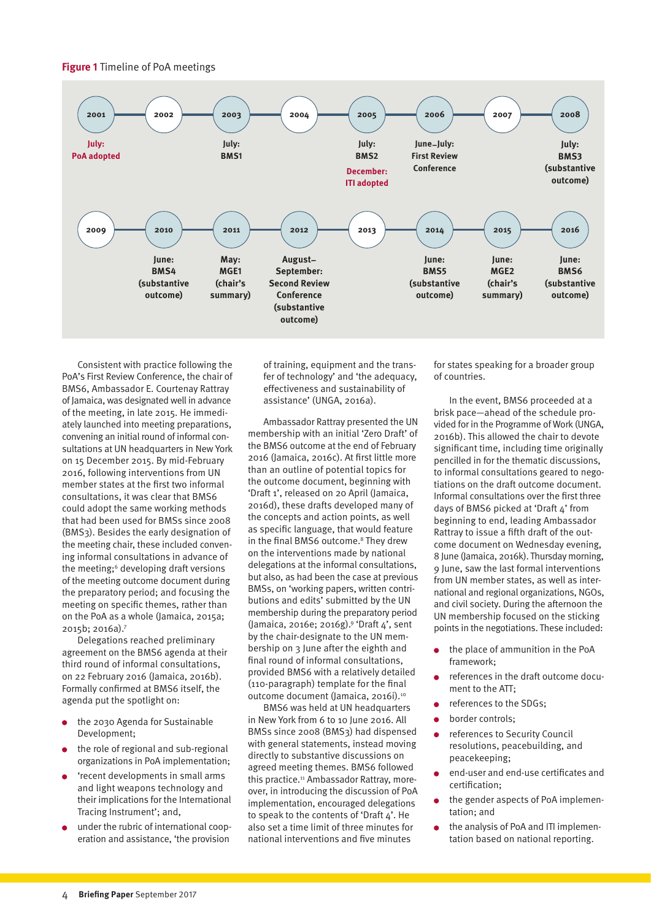**Figure 1** Timeline of PoA meetings

| Year | Event |
| --- | --- |
| 2001 | July: PoA adopted |
| 2002 | |
| 2003 | July: BMS1 |
| 2004 | |
| 2005 | July: BMS2; December: ITI adopted |
| 2006 | June–July: First Review Conference |
| 2007 | |
| 2008 | July: BMS3 (substantive outcome) |
| 2009 | |
| 2010 | June: BMS4 (substantive outcome) |
| 2011 | May: MGE1 (chair's summary) |
| 2012 | August–September: Second Review Conference (substantive outcome) |
| 2013 | |
| 2014 | June: BMS5 (substantive outcome) |
| 2015 | June: MGE2 (chair's summary) |
| 2016 | June: BMS6 (substantive outcome) |

Consistent with practice following the PoA's First Review Conference, the chair of BMS6, Ambassador E. Courtenay Rattray of Jamaica, was designated well in advance of the meeting, in late 2015. He immediately launched into meeting preparations, convening an initial round of informal consultations at UN headquarters in New York on 15 December 2015. By mid-February 2016, following interventions from UN member states at the first two informal consultations, it was clear that BMS6 could adopt the same working methods that had been used for BMSs since 2008 (BMS3). Besides the early designation of the meeting chair, these included convening informal consultations in advance of the meeting;[6] developing draft versions of the meeting outcome document during the preparatory period; and focusing the meeting on specific themes, rather than on the PoA as a whole (Jamaica, 2015a; 2015b; 2016a).[7]

Delegations reached preliminary agreement on the BMS6 agenda at their third round of informal consultations, on 22 February 2016 (Jamaica, 2016b). Formally confirmed at BMS6 itself, the agenda put the spotlight on:

- the 2030 Agenda for Sustainable Development;
- the role of regional and sub-regional organizations in PoA implementation;
- 'recent developments in small arms and light weapons technology and their implications for the International Tracing Instrument'; and,
- under the rubric of international cooperation and assistance, 'the provision of training, equipment and the transfer of technology' and 'the adequacy, effectiveness and sustainability of assistance' (UNGA, 2016a).

Ambassador Rattray presented the UN membership with an initial 'Zero Draft' of the BMS6 outcome at the end of February 2016 (Jamaica, 2016c). At first little more than an outline of potential topics for the outcome document, beginning with 'Draft 1', released on 20 April (Jamaica, 2016d), these drafts developed many of the concepts and action points, as well as specific language, that would feature in the final BMS6 outcome.[8] They drew on the interventions made by national delegations at the informal consultations, but also, as had been the case at previous BMSs, on 'working papers, written contributions and edits' submitted by the UN membership during the preparatory period (Jamaica, 2016e; 2016g).[9] 'Draft 4', sent by the chair-designate to the UN membership on 3 June after the eighth and final round of informal consultations, provided BMS6 with a relatively detailed (110-paragraph) template for the final outcome document (Jamaica, 2016i).[10]

BMS6 was held at UN headquarters in New York from 6 to 10 June 2016. All BMSs since 2008 (BMS3) had dispensed with general statements, instead moving directly to substantive discussions on agreed meeting themes. BMS6 followed this practice.[11] Ambassador Rattray, moreover, in introducing the discussion of PoA implementation, encouraged delegations to speak to the contents of 'Draft 4'. He also set a time limit of three minutes for national interventions and five minutes for states speaking for a broader group of countries.

In the event, BMS6 proceeded at a brisk pace—ahead of the schedule provided for in the Programme of Work (UNGA, 2016b). This allowed the chair to devote significant time, including time originally pencilled in for the thematic discussions, to informal consultations geared to negotiations on the draft outcome document. Informal consultations over the first three days of BMS6 picked at 'Draft 4' from beginning to end, leading Ambassador Rattray to issue a fifth draft of the outcome document on Wednesday evening, 8 June (Jamaica, 2016k). Thursday morning, 9 June, saw the last formal interventions from UN member states, as well as international and regional organizations, NGOs, and civil society. During the afternoon the UN membership focused on the sticking points in the negotiations. These included:

- the place of ammunition in the PoA framework;
- references in the draft outcome document to the ATT;
- references to the SDGs;
- border controls;
- references to Security Council resolutions, peacebuilding, and peacekeeping;
- end-user and end-use certificates and certification;
- the gender aspects of PoA implementation; and
- the analysis of PoA and ITI implementation based on national reporting.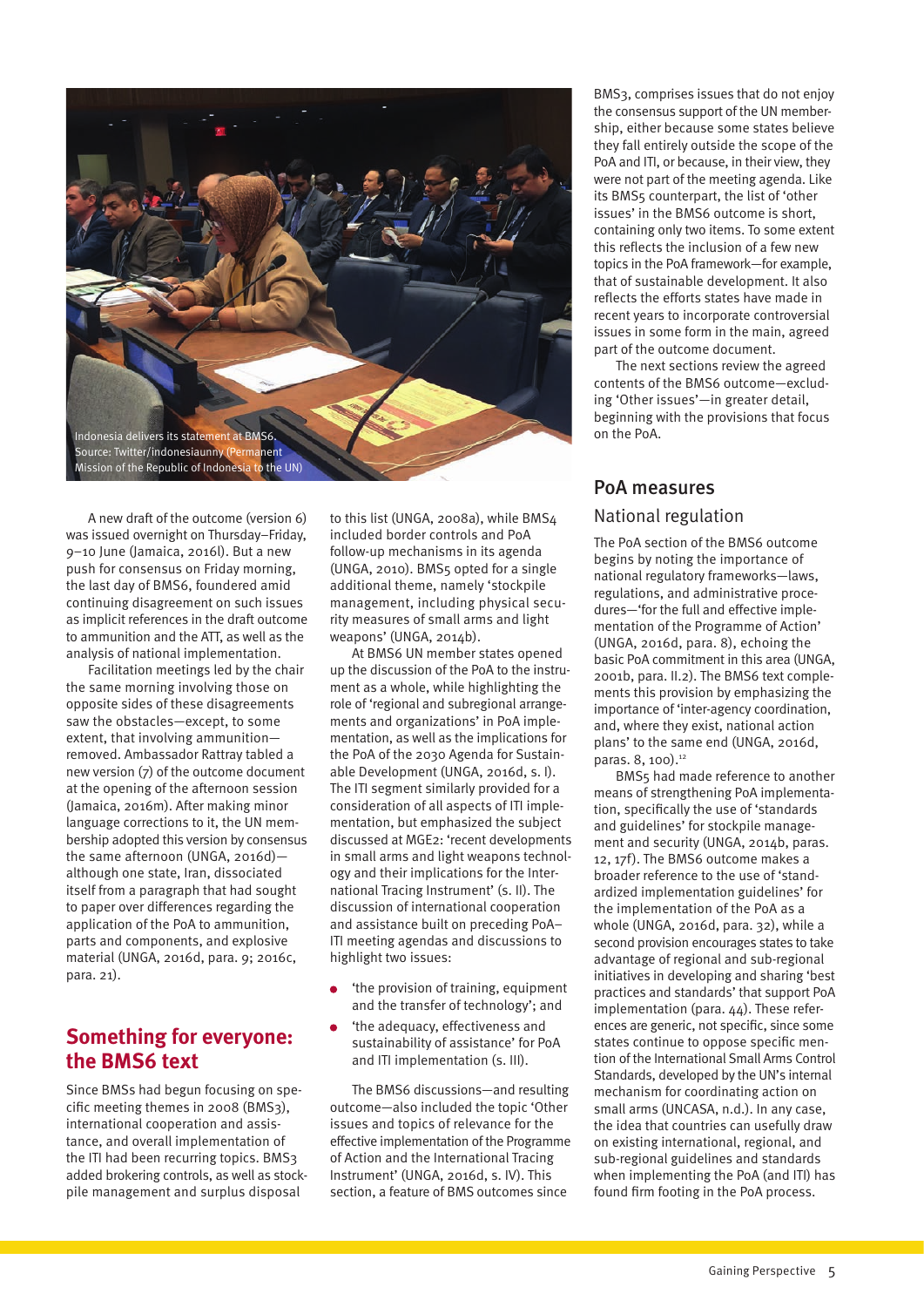Indonesia delivers its statement at BMS6. Source: Twitter/indonesiaunny (Permanent Mission of the Republic of Indonesia to the UN)

A new draft of the outcome (version 6) was issued overnight on Thursday–Friday, 9–10 June (Jamaica, 2016l). But a new push for consensus on Friday morning, the last day of BMS6, foundered amid continuing disagreement on such issues as implicit references in the draft outcome to ammunition and the ATT, as well as the analysis of national implementation.

Facilitation meetings led by the chair the same morning involving those on opposite sides of these disagreements saw the obstacles—except, to some extent, that involving ammunition—removed. Ambassador Rattray tabled a new version (7) of the outcome document at the opening of the afternoon session (Jamaica, 2016m). After making minor language corrections to it, the UN membership adopted this version by consensus the same afternoon (UNGA, 2016d)—although one state, Iran, dissociated itself from a paragraph that had sought to paper over differences regarding the application of the PoA to ammunition, parts and components, and explosive material (UNGA, 2016d, para. 9; 2016c, para. 21).

## Something for everyone: the BMS6 text

Since BMSs had begun focusing on specific meeting themes in 2008 (BMS3), international cooperation and assistance, and overall implementation of the ITI had been recurring topics. BMS3 added brokering controls, as well as stockpile management and surplus disposal to this list (UNGA, 2008a), while BMS4 included border controls and PoA follow-up mechanisms in its agenda (UNGA, 2010). BMS5 opted for a single additional theme, namely 'stockpile management, including physical security measures of small arms and light weapons' (UNGA, 2014b).

At BMS6 UN member states opened up the discussion of the PoA to the instrument as a whole, while highlighting the role of 'regional and subregional arrangements and organizations' in PoA implementation, as well as the implications for the PoA of the 2030 Agenda for Sustainable Development (UNGA, 2016d, s. I). The ITI segment similarly provided for a consideration of all aspects of ITI implementation, but emphasized the subject discussed at MGE2: 'recent developments in small arms and light weapons technology and their implications for the International Tracing Instrument' (s. II). The discussion of international cooperation and assistance built on preceding PoA–ITI meeting agendas and discussions to highlight two issues:

- 'the provision of training, equipment and the transfer of technology'; and
- 'the adequacy, effectiveness and sustainability of assistance' for PoA and ITI implementation (s. III).

The BMS6 discussions—and resulting outcome—also included the topic 'Other issues and topics of relevance for the effective implementation of the Programme of Action and the International Tracing Instrument' (UNGA, 2016d, s. IV). This section, a feature of BMS outcomes since BMS3, comprises issues that do not enjoy the consensus support of the UN membership, either because some states believe they fall entirely outside the scope of the PoA and ITI, or because, in their view, they were not part of the meeting agenda. Like its BMS5 counterpart, the list of 'other issues' in the BMS6 outcome is short, containing only two items. To some extent this reflects the inclusion of a few new topics in the PoA framework—for example, that of sustainable development. It also reflects the efforts states have made in recent years to incorporate controversial issues in some form in the main, agreed part of the outcome document.

The next sections review the agreed contents of the BMS6 outcome—excluding 'Other issues'—in greater detail, beginning with the provisions that focus on the PoA.

## PoA measures

### National regulation

The PoA section of the BMS6 outcome begins by noting the importance of national regulatory frameworks—laws, regulations, and administrative procedures—'for the full and effective implementation of the Programme of Action' (UNGA, 2016d, para. 8), echoing the basic PoA commitment in this area (UNGA, 2001b, para. II.2). The BMS6 text complements this provision by emphasizing the importance of 'inter-agency coordination, and, where they exist, national action plans' to the same end (UNGA, 2016d, paras. 8, 100).[12]

BMS5 had made reference to another means of strengthening PoA implementation, specifically the use of 'standards and guidelines' for stockpile management and security (UNGA, 2014b, paras. 12, 17f). The BMS6 outcome makes a broader reference to the use of 'standardized implementation guidelines' for the implementation of the PoA as a whole (UNGA, 2016d, para. 32), while a second provision encourages states to take advantage of regional and sub-regional initiatives in developing and sharing 'best practices and standards' that support PoA implementation (para. 44). These references are generic, not specific, since some states continue to oppose specific mention of the International Small Arms Control Standards, developed by the UN's internal mechanism for coordinating action on small arms (UNCASA, n.d.). In any case, the idea that countries can usefully draw on existing international, regional, and sub-regional guidelines and standards when implementing the PoA (and ITI) has found firm footing in the PoA process.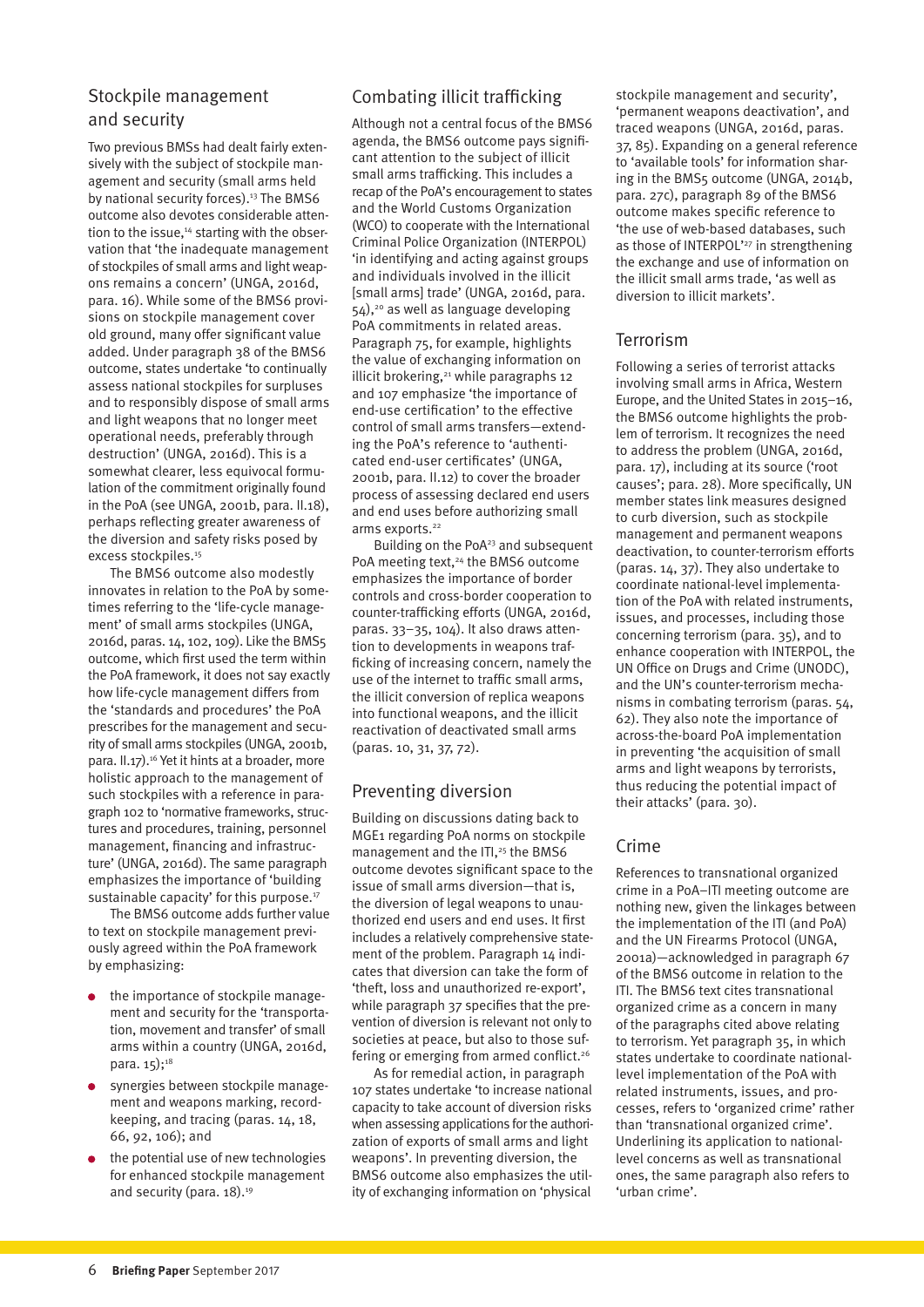## Stockpile management and security

Two previous BMSs had dealt fairly extensively with the subject of stockpile management and security (small arms held by national security forces).[13] The BMS6 outcome also devotes considerable attention to the issue,[14] starting with the observation that 'the inadequate management of stockpiles of small arms and light weapons remains a concern' (UNGA, 2016d, para. 16). While some of the BMS6 provisions on stockpile management cover old ground, many offer significant value added. Under paragraph 38 of the BMS6 outcome, states undertake 'to continually assess national stockpiles for surpluses and to responsibly dispose of small arms and light weapons that no longer meet operational needs, preferably through destruction' (UNGA, 2016d). This is a somewhat clearer, less equivocal formulation of the commitment originally found in the PoA (see UNGA, 2001b, para. II.18), perhaps reflecting greater awareness of the diversion and safety risks posed by excess stockpiles.[15]

The BMS6 outcome also modestly innovates in relation to the PoA by sometimes referring to the 'life-cycle management' of small arms stockpiles (UNGA, 2016d, paras. 14, 102, 109). Like the BMS5 outcome, which first used the term within the PoA framework, it does not say exactly how life-cycle management differs from the 'standards and procedures' the PoA prescribes for the management and security of small arms stockpiles (UNGA, 2001b, para. II.17).[16] Yet it hints at a broader, more holistic approach to the management of such stockpiles with a reference in paragraph 102 to 'normative frameworks, structures and procedures, training, personnel management, financing and infrastructure' (UNGA, 2016d). The same paragraph emphasizes the importance of 'building sustainable capacity' for this purpose.[17]

The BMS6 outcome adds further value to text on stockpile management previously agreed within the PoA framework by emphasizing:

- the importance of stockpile management and security for the 'transportation, movement and transfer' of small arms within a country (UNGA, 2016d, para. 15);[18]
- synergies between stockpile management and weapons marking, record-keeping, and tracing (paras. 14, 18, 66, 92, 106); and
- the potential use of new technologies for enhanced stockpile management and security (para. 18).[19]

## Combating illicit trafficking

Although not a central focus of the BMS6 agenda, the BMS6 outcome pays significant attention to the subject of illicit small arms trafficking. This includes a recap of the PoA's encouragement to states and the World Customs Organization (WCO) to cooperate with the International Criminal Police Organization (INTERPOL) 'in identifying and acting against groups and individuals involved in the illicit [small arms] trade' (UNGA, 2016d, para. 54),[20] as well as language developing PoA commitments in related areas. Paragraph 75, for example, highlights the value of exchanging information on illicit brokering,[21] while paragraphs 12 and 107 emphasize 'the importance of end-use certification' to the effective control of small arms transfers—extending the PoA's reference to 'authenticated end-user certificates' (UNGA, 2001b, para. II.12) to cover the broader process of assessing declared end users and end uses before authorizing small arms exports.[22]

Building on the PoA[23] and subsequent PoA meeting text,[24] the BMS6 outcome emphasizes the importance of border controls and cross-border cooperation to counter-trafficking efforts (UNGA, 2016d, paras. 33–35, 104). It also draws attention to developments in weapons trafficking of increasing concern, namely the use of the internet to traffic small arms, the illicit conversion of replica weapons into functional weapons, and the illicit reactivation of deactivated small arms (paras. 10, 31, 37, 72).

## Preventing diversion

Building on discussions dating back to MGE1 regarding PoA norms on stockpile management and the ITI,[25] the BMS6 outcome devotes significant space to the issue of small arms diversion—that is, the diversion of legal weapons to unauthorized end users and end uses. It first includes a relatively comprehensive statement of the problem. Paragraph 14 indicates that diversion can take the form of 'theft, loss and unauthorized re-export', while paragraph 37 specifies that the prevention of diversion is relevant not only to societies at peace, but also to those suffering or emerging from armed conflict.[26]

As for remedial action, in paragraph 107 states undertake 'to increase national capacity to take account of diversion risks when assessing applications for the authorization of exports of small arms and light weapons'. In preventing diversion, the BMS6 outcome also emphasizes the utility of exchanging information on 'physical stockpile management and security', 'permanent weapons deactivation', and traced weapons (UNGA, 2016d, paras. 37, 85). Expanding on a general reference to 'available tools' for information sharing in the BMS5 outcome (UNGA, 2014b, para. 27c), paragraph 89 of the BMS6 outcome makes specific reference to 'the use of web-based databases, such as those of INTERPOL'[27] in strengthening the exchange and use of information on the illicit small arms trade, 'as well as diversion to illicit markets'.

## Terrorism

Following a series of terrorist attacks involving small arms in Africa, Western Europe, and the United States in 2015–16, the BMS6 outcome highlights the problem of terrorism. It recognizes the need to address the problem (UNGA, 2016d, para. 17), including at its source ('root causes'; para. 28). More specifically, UN member states link measures designed to curb diversion, such as stockpile management and permanent weapons deactivation, to counter-terrorism efforts (paras. 14, 37). They also undertake to coordinate national-level implementation of the PoA with related instruments, issues, and processes, including those concerning terrorism (para. 35), and to enhance cooperation with INTERPOL, the UN Office on Drugs and Crime (UNODC), and the UN's counter-terrorism mechanisms in combating terrorism (paras. 54, 62). They also note the importance of across-the-board PoA implementation in preventing 'the acquisition of small arms and light weapons by terrorists, thus reducing the potential impact of their attacks' (para. 30).

## Crime

References to transnational organized crime in a PoA–ITI meeting outcome are nothing new, given the linkages between the implementation of the ITI (and PoA) and the UN Firearms Protocol (UNGA, 2001a)—acknowledged in paragraph 67 of the BMS6 outcome in relation to the ITI. The BMS6 text cites transnational organized crime as a concern in many of the paragraphs cited above relating to terrorism. Yet paragraph 35, in which states undertake to coordinate national-level implementation of the PoA with related instruments, issues, and processes, refers to 'organized crime' rather than 'transnational organized crime'. Underlining its application to national-level concerns as well as transnational ones, the same paragraph also refers to 'urban crime'.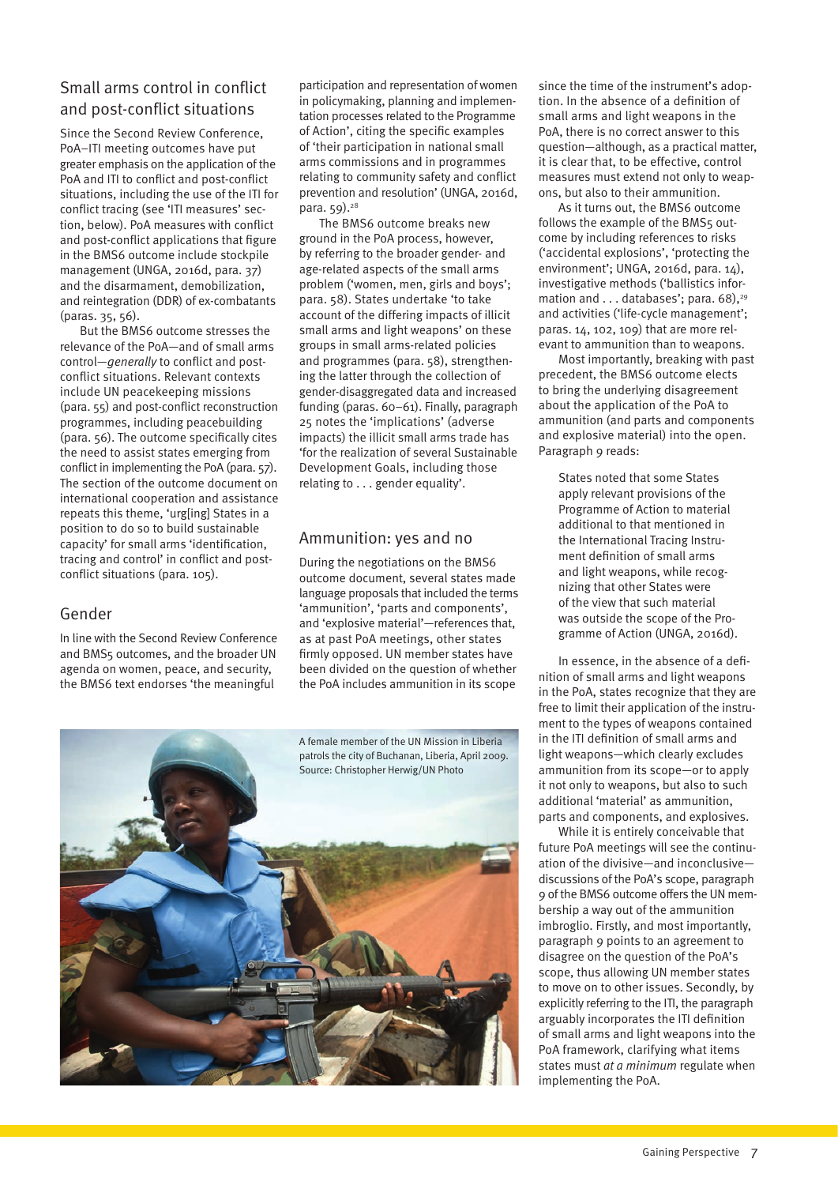## Small arms control in conflict and post-conflict situations

Since the Second Review Conference, PoA–ITI meeting outcomes have put greater emphasis on the application of the PoA and ITI to conflict and post-conflict situations, including the use of the ITI for conflict tracing (see 'ITI measures' section, below). PoA measures with conflict and post-conflict applications that figure in the BMS6 outcome include stockpile management (UNGA, 2016d, para. 37) and the disarmament, demobilization, and reintegration (DDR) of ex-combatants (paras. 35, 56).

But the BMS6 outcome stresses the relevance of the PoA—and of small arms control—*generally* to conflict and post-conflict situations. Relevant contexts include UN peacekeeping missions (para. 55) and post-conflict reconstruction programmes, including peacebuilding (para. 56). The outcome specifically cites the need to assist states emerging from conflict in implementing the PoA (para. 57). The section of the outcome document on international cooperation and assistance repeats this theme, 'urg[ing] States in a position to do so to build sustainable capacity' for small arms 'identification, tracing and control' in conflict and post-conflict situations (para. 105).

## Gender

In line with the Second Review Conference and BMS5 outcomes, and the broader UN agenda on women, peace, and security, the BMS6 text endorses 'the meaningful participation and representation of women in policymaking, planning and implementation processes related to the Programme of Action', citing the specific examples of 'their participation in national small arms commissions and in programmes relating to community safety and conflict prevention and resolution' (UNGA, 2016d, para. 59).[28]

The BMS6 outcome breaks new ground in the PoA process, however, by referring to the broader gender- and age-related aspects of the small arms problem ('women, men, girls and boys'; para. 58). States undertake 'to take account of the differing impacts of illicit small arms and light weapons' on these groups in small arms-related policies and programmes (para. 58), strengthening the latter through the collection of gender-disaggregated data and increased funding (paras. 60–61). Finally, paragraph 25 notes the 'implications' (adverse impacts) the illicit small arms trade has 'for the realization of several Sustainable Development Goals, including those relating to . . . gender equality'.

## Ammunition: yes and no

During the negotiations on the BMS6 outcome document, several states made language proposals that included the terms 'ammunition', 'parts and components', and 'explosive material'—references that, as at past PoA meetings, other states firmly opposed. UN member states have been divided on the question of whether the PoA includes ammunition in its scope since the time of the instrument's adoption. In the absence of a definition of small arms and light weapons in the PoA, there is no correct answer to this question—although, as a practical matter, it is clear that, to be effective, control measures must extend not only to weapons, but also to their ammunition.

As it turns out, the BMS6 outcome follows the example of the BMS5 outcome by including references to risks ('accidental explosions', 'protecting the environment'; UNGA, 2016d, para. 14), investigative methods ('ballistics information and . . . databases'; para. 68),[29] and activities ('life-cycle management'; paras. 14, 102, 109) that are more relevant to ammunition than to weapons.

Most importantly, breaking with past precedent, the BMS6 outcome elects to bring the underlying disagreement about the application of the PoA to ammunition (and parts and components and explosive material) into the open. Paragraph 9 reads:

> States noted that some States apply relevant provisions of the Programme of Action to material additional to that mentioned in the International Tracing Instrument definition of small arms and light weapons, while recognizing that other States were of the view that such material was outside the scope of the Programme of Action (UNGA, 2016d).

In essence, in the absence of a definition of small arms and light weapons in the PoA, states recognize that they are free to limit their application of the instrument to the types of weapons contained in the ITI definition of small arms and light weapons—which clearly excludes ammunition from its scope—or to apply it not only to weapons, but also to such additional 'material' as ammunition, parts and components, and explosives.

While it is entirely conceivable that future PoA meetings will see the continuation of the divisive—and inconclusive—discussions of the PoA's scope, paragraph 9 of the BMS6 outcome offers the UN membership a way out of the ammunition imbroglio. Firstly, and most importantly, paragraph 9 points to an agreement to disagree on the question of the PoA's scope, thus allowing UN member states to move on to other issues. Secondly, by explicitly referring to the ITI, the paragraph arguably incorporates the ITI definition of small arms and light weapons into the PoA framework, clarifying what items states must *at a minimum* regulate when implementing the PoA.

A female member of the UN Mission in Liberia patrols the city of Buchanan, Liberia, April 2009. Source: Christopher Herwig/UN Photo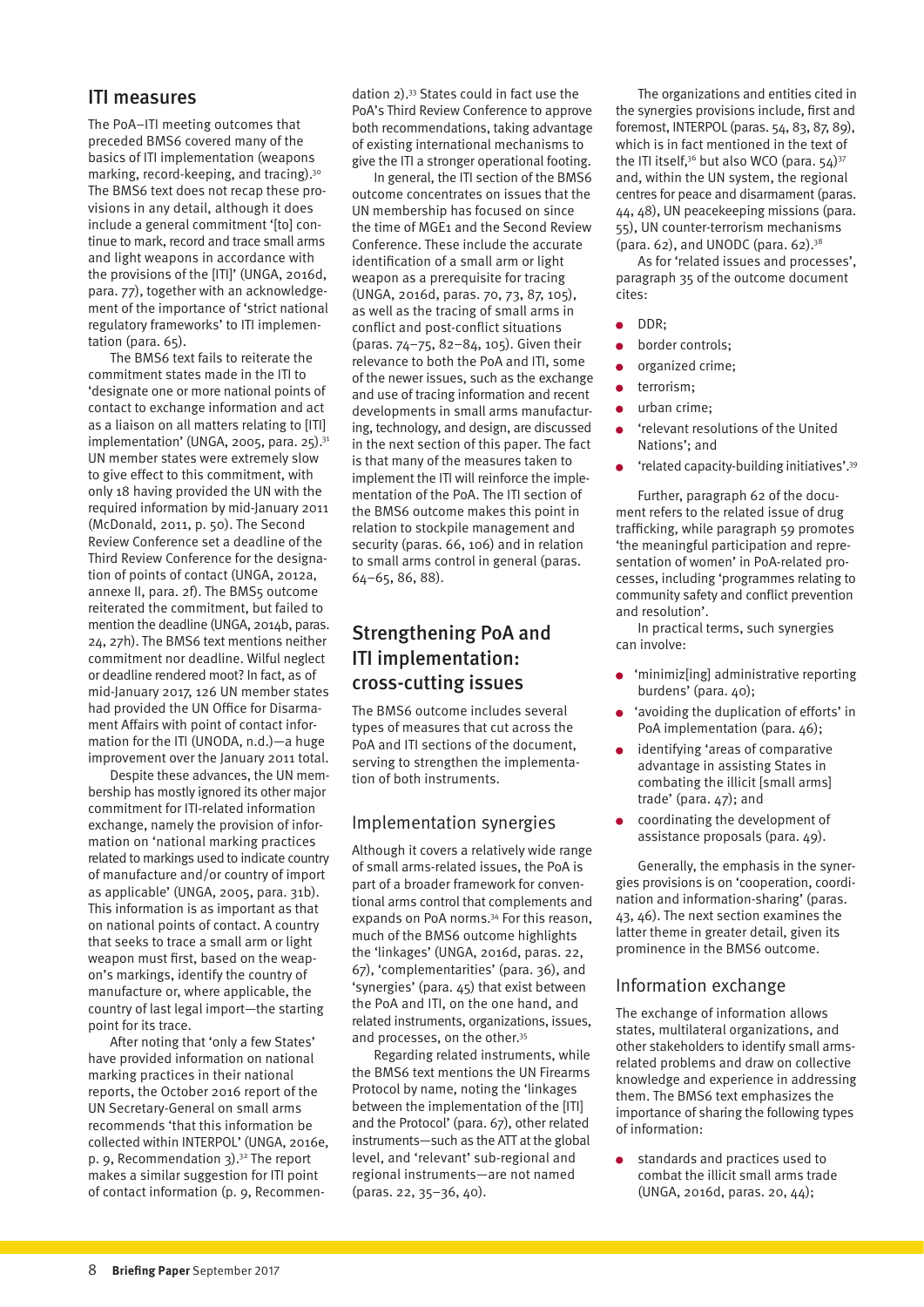## ITI measures

The PoA–ITI meeting outcomes that preceded BMS6 covered many of the basics of ITI implementation (weapons marking, record-keeping, and tracing).[30] The BMS6 text does not recap these provisions in any detail, although it does include a general commitment '[to] continue to mark, record and trace small arms and light weapons in accordance with the provisions of the [ITI]' (UNGA, 2016d, para. 77), together with an acknowledgement of the importance of 'strict national regulatory frameworks' to ITI implementation (para. 65).

The BMS6 text fails to reiterate the commitment states made in the ITI to 'designate one or more national points of contact to exchange information and act as a liaison on all matters relating to [ITI] implementation' (UNGA, 2005, para. 25).[31] UN member states were extremely slow to give effect to this commitment, with only 18 having provided the UN with the required information by mid-January 2011 (McDonald, 2011, p. 50). The Second Review Conference set a deadline of the Third Review Conference for the designation of points of contact (UNGA, 2012a, annexe II, para. 2f). The BMS5 outcome reiterated the commitment, but failed to mention the deadline (UNGA, 2014b, paras. 24, 27h). The BMS6 text mentions neither commitment nor deadline. Wilful neglect or deadline rendered moot? In fact, as of mid-January 2017, 126 UN member states had provided the UN Office for Disarmament Affairs with point of contact information for the ITI (UNODA, n.d.)—a huge improvement over the January 2011 total.

Despite these advances, the UN membership has mostly ignored its other major commitment for ITI-related information exchange, namely the provision of information on 'national marking practices related to markings used to indicate country of manufacture and/or country of import as applicable' (UNGA, 2005, para. 31b). This information is as important as that on national points of contact. A country that seeks to trace a small arm or light weapon must first, based on the weapon's markings, identify the country of manufacture or, where applicable, the country of last legal import—the starting point for its trace.

After noting that 'only a few States' have provided information on national marking practices in their national reports, the October 2016 report of the UN Secretary-General on small arms recommends 'that this information be collected within INTERPOL' (UNGA, 2016e, p. 9, Recommendation 3).[32] The report makes a similar suggestion for ITI point of contact information (p. 9, Recommendation 2).[33] States could in fact use the PoA's Third Review Conference to approve both recommendations, taking advantage of existing international mechanisms to give the ITI a stronger operational footing.

In general, the ITI section of the BMS6 outcome concentrates on issues that the UN membership has focused on since the time of MGE1 and the Second Review Conference. These include the accurate identification of a small arm or light weapon as a prerequisite for tracing (UNGA, 2016d, paras. 70, 73, 87, 105), as well as the tracing of small arms in conflict and post-conflict situations (paras. 74–75, 82–84, 105). Given their relevance to both the PoA and ITI, some of the newer issues, such as the exchange and use of tracing information and recent developments in small arms manufacturing, technology, and design, are discussed in the next section of this paper. The fact is that many of the measures taken to implement the ITI will reinforce the implementation of the PoA. The ITI section of the BMS6 outcome makes this point in relation to stockpile management and security (paras. 66, 106) and in relation to small arms control in general (paras. 64–65, 86, 88).

## Strengthening PoA and ITI implementation: cross-cutting issues

The BMS6 outcome includes several types of measures that cut across the PoA and ITI sections of the document, serving to strengthen the implementation of both instruments.

### Implementation synergies

Although it covers a relatively wide range of small arms-related issues, the PoA is part of a broader framework for conventional arms control that complements and expands on PoA norms.[34] For this reason, much of the BMS6 outcome highlights the 'linkages' (UNGA, 2016d, paras. 22, 67), 'complementarities' (para. 36), and 'synergies' (para. 45) that exist between the PoA and ITI, on the one hand, and related instruments, organizations, issues, and processes, on the other.[35]

Regarding related instruments, while the BMS6 text mentions the UN Firearms Protocol by name, noting the 'linkages between the implementation of the [ITI] and the Protocol' (para. 67), other related instruments—such as the ATT at the global level, and 'relevant' sub-regional and regional instruments—are not named (paras. 22, 35–36, 40).

The organizations and entities cited in the synergies provisions include, first and foremost, INTERPOL (paras. 54, 83, 87, 89), which is in fact mentioned in the text of the ITI itself,[36] but also WCO (para. 54)[37] and, within the UN system, the regional centres for peace and disarmament (paras. 44, 48), UN peacekeeping missions (para. 55), UN counter-terrorism mechanisms (para. 62), and UNODC (para. 62).[38]

As for 'related issues and processes', paragraph 35 of the outcome document cites:

- DDR;
- border controls;
- organized crime;
- terrorism;
- urban crime;
- 'relevant resolutions of the United Nations'; and
- 'related capacity-building initiatives'.[39]

Further, paragraph 62 of the document refers to the related issue of drug trafficking, while paragraph 59 promotes 'the meaningful participation and representation of women' in PoA-related processes, including 'programmes relating to community safety and conflict prevention and resolution'.

In practical terms, such synergies can involve:

- 'minimiz[ing] administrative reporting burdens' (para. 40);
- 'avoiding the duplication of efforts' in PoA implementation (para. 46);
- identifying 'areas of comparative advantage in assisting States in combating the illicit [small arms] trade' (para. 47); and
- coordinating the development of assistance proposals (para. 49).

Generally, the emphasis in the synergies provisions is on 'cooperation, coordination and information-sharing' (paras. 43, 46). The next section examines the latter theme in greater detail, given its prominence in the BMS6 outcome.

### Information exchange

The exchange of information allows states, multilateral organizations, and other stakeholders to identify small arms-related problems and draw on collective knowledge and experience in addressing them. The BMS6 text emphasizes the importance of sharing the following types of information:

- standards and practices used to combat the illicit small arms trade (UNGA, 2016d, paras. 20, 44);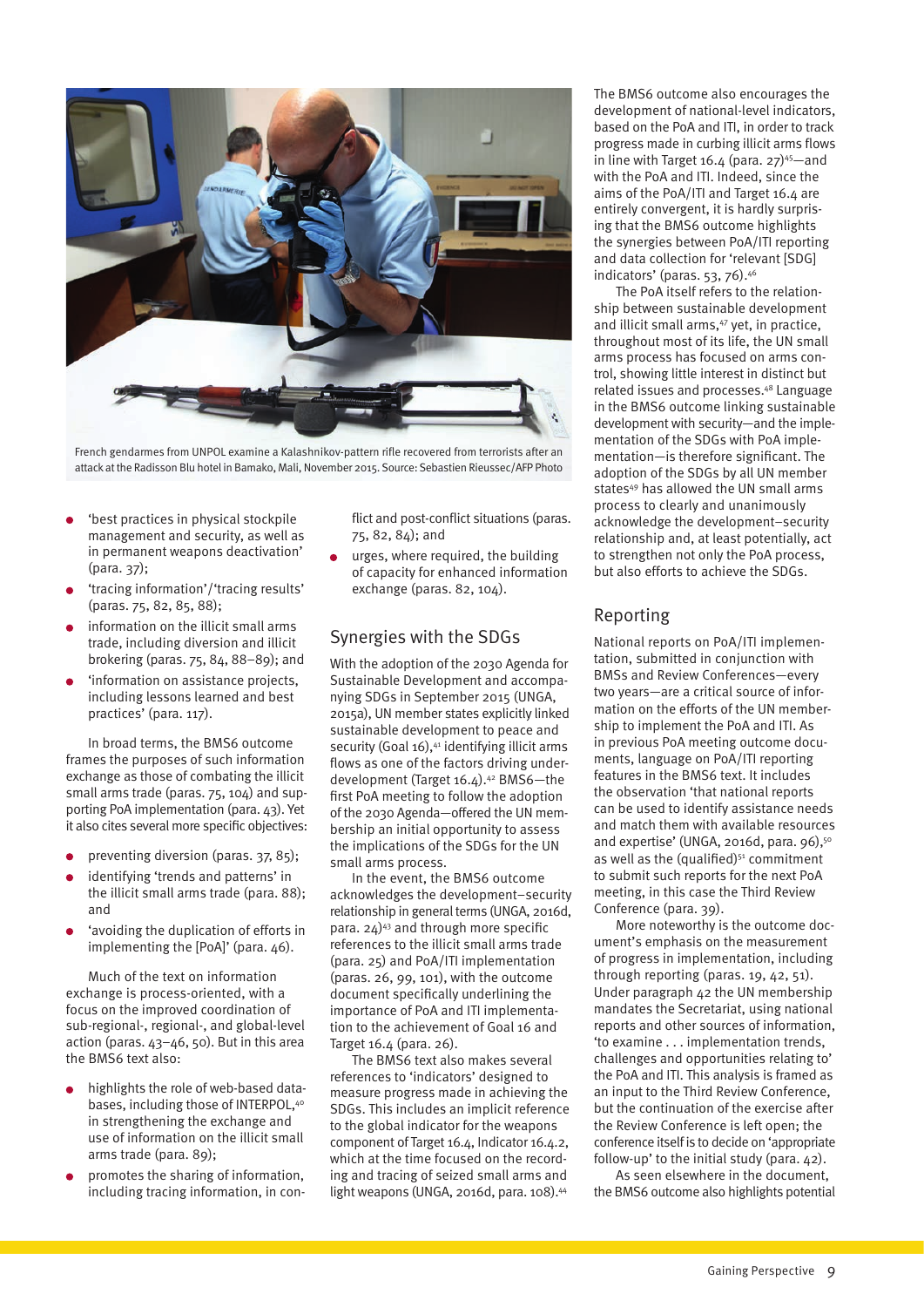French gendarmes from UNPOL examine a Kalashnikov-pattern rifle recovered from terrorists after an attack at the Radisson Blu hotel in Bamako, Mali, November 2015. Source: Sebastien Rieussec/AFP Photo

- 'best practices in physical stockpile management and security, as well as in permanent weapons deactivation' (para. 37);
- 'tracing information'/'tracing results' (paras. 75, 82, 85, 88);
- information on the illicit small arms trade, including diversion and illicit brokering (paras. 75, 84, 88–89); and
- 'information on assistance projects, including lessons learned and best practices' (para. 117).

In broad terms, the BMS6 outcome frames the purposes of such information exchange as those of combating the illicit small arms trade (paras. 75, 104) and supporting PoA implementation (para. 43). Yet it also cites several more specific objectives:

- preventing diversion (paras. 37, 85);
- identifying 'trends and patterns' in the illicit small arms trade (para. 88); and
- 'avoiding the duplication of efforts in implementing the [PoA]' (para. 46).

Much of the text on information exchange is process-oriented, with a focus on the improved coordination of sub-regional-, regional-, and global-level action (paras. 43–46, 50). But in this area the BMS6 text also:

- highlights the role of web-based databases, including those of INTERPOL,[40] in strengthening the exchange and use of information on the illicit small arms trade (para. 89);
- promotes the sharing of information, including tracing information, in conflict and post-conflict situations (paras. 75, 82, 84); and
- urges, where required, the building of capacity for enhanced information exchange (paras. 82, 104).

## Synergies with the SDGs

With the adoption of the 2030 Agenda for Sustainable Development and accompanying SDGs in September 2015 (UNGA, 2015a), UN member states explicitly linked sustainable development to peace and security (Goal 16),[41] identifying illicit arms flows as one of the factors driving underdevelopment (Target 16.4).[42] BMS6—the first PoA meeting to follow the adoption of the 2030 Agenda—offered the UN membership an initial opportunity to assess the implications of the SDGs for the UN small arms process.

In the event, the BMS6 outcome acknowledges the development–security relationship in general terms (UNGA, 2016d, para. 24)[43] and through more specific references to the illicit small arms trade (para. 25) and PoA/ITI implementation (paras. 26, 99, 101), with the outcome document specifically underlining the importance of PoA and ITI implementation to the achievement of Goal 16 and Target 16.4 (para. 26).

The BMS6 text also makes several references to 'indicators' designed to measure progress made in achieving the SDGs. This includes an implicit reference to the global indicator for the weapons component of Target 16.4, Indicator 16.4.2, which at the time focused on the recording and tracing of seized small arms and light weapons (UNGA, 2016d, para. 108).[44] The BMS6 outcome also encourages the development of national-level indicators, based on the PoA and ITI, in order to track progress made in curbing illicit arms flows in line with Target 16.4 (para. 27)[45]—and with the PoA and ITI. Indeed, since the aims of the PoA/ITI and Target 16.4 are entirely convergent, it is hardly surprising that the BMS6 outcome highlights the synergies between PoA/ITI reporting and data collection for 'relevant [SDG] indicators' (paras. 53, 76).[46]

The PoA itself refers to the relationship between sustainable development and illicit small arms,[47] yet, in practice, throughout most of its life, the UN small arms process has focused on arms control, showing little interest in distinct but related issues and processes.[48] Language in the BMS6 outcome linking sustainable development with security—and the implementation of the SDGs with PoA implementation—is therefore significant. The adoption of the SDGs by all UN member states[49] has allowed the UN small arms process to clearly and unanimously acknowledge the development–security relationship and, at least potentially, act to strengthen not only the PoA process, but also efforts to achieve the SDGs.

## Reporting

National reports on PoA/ITI implementation, submitted in conjunction with BMSs and Review Conferences—every two years—are a critical source of information on the efforts of the UN membership to implement the PoA and ITI. As in previous PoA meeting outcome documents, language on PoA/ITI reporting features in the BMS6 text. It includes the observation 'that national reports can be used to identify assistance needs and match them with available resources and expertise' (UNGA, 2016d, para. 96),[50] as well as the (qualified)[51] commitment to submit such reports for the next PoA meeting, in this case the Third Review Conference (para. 39).

More noteworthy is the outcome document's emphasis on the measurement of progress in implementation, including through reporting (paras. 19, 42, 51). Under paragraph 42 the UN membership mandates the Secretariat, using national reports and other sources of information, 'to examine . . . implementation trends, challenges and opportunities relating to' the PoA and ITI. This analysis is framed as an input to the Third Review Conference, but the continuation of the exercise after the Review Conference is left open; the conference itself is to decide on 'appropriate follow-up' to the initial study (para. 42).

As seen elsewhere in the document, the BMS6 outcome also highlights potential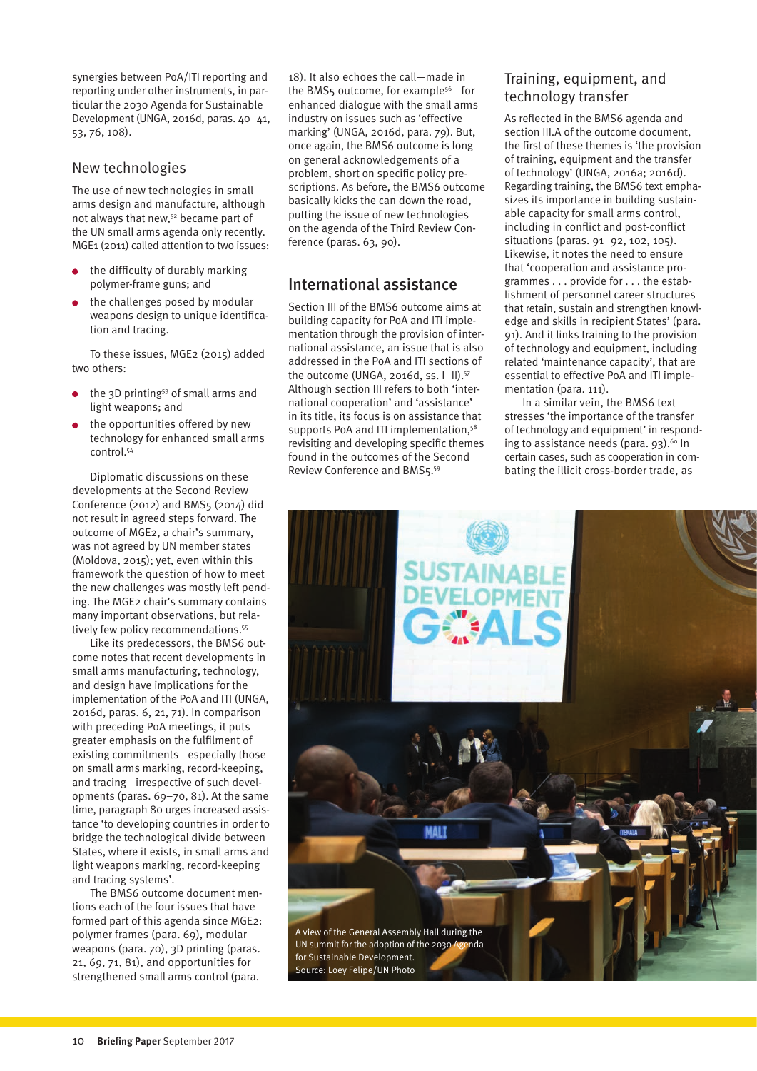synergies between PoA/ITI reporting and reporting under other instruments, in particular the 2030 Agenda for Sustainable Development (UNGA, 2016d, paras. 40–41, 53, 76, 108).

## New technologies

The use of new technologies in small arms design and manufacture, although not always that new,[52] became part of the UN small arms agenda only recently. MGE1 (2011) called attention to two issues:

- the difficulty of durably marking polymer-frame guns; and
- the challenges posed by modular weapons design to unique identification and tracing.

To these issues, MGE2 (2015) added two others:

- the 3D printing[53] of small arms and light weapons; and
- the opportunities offered by new technology for enhanced small arms control.[54]

Diplomatic discussions on these developments at the Second Review Conference (2012) and BMS5 (2014) did not result in agreed steps forward. The outcome of MGE2, a chair's summary, was not agreed by UN member states (Moldova, 2015); yet, even within this framework the question of how to meet the new challenges was mostly left pending. The MGE2 chair's summary contains many important observations, but relatively few policy recommendations.[55]

Like its predecessors, the BMS6 outcome notes that recent developments in small arms manufacturing, technology, and design have implications for the implementation of the PoA and ITI (UNGA, 2016d, paras. 6, 21, 71). In comparison with preceding PoA meetings, it puts greater emphasis on the fulfilment of existing commitments—especially those on small arms marking, record-keeping, and tracing—irrespective of such developments (paras. 69–70, 81). At the same time, paragraph 80 urges increased assistance 'to developing countries in order to bridge the technological divide between States, where it exists, in small arms and light weapons marking, record-keeping and tracing systems'.

The BMS6 outcome document mentions each of the four issues that have formed part of this agenda since MGE2: polymer frames (para. 69), modular weapons (para. 70), 3D printing (paras. 21, 69, 71, 81), and opportunities for strengthened small arms control (para. 18). It also echoes the call—made in the BMS5 outcome, for example[56]—for enhanced dialogue with the small arms industry on issues such as 'effective marking' (UNGA, 2016d, para. 79). But, once again, the BMS6 outcome is long on general acknowledgements of a problem, short on specific policy prescriptions. As before, the BMS6 outcome basically kicks the can down the road, putting the issue of new technologies on the agenda of the Third Review Conference (paras. 63, 90).

## International assistance

Section III of the BMS6 outcome aims at building capacity for PoA and ITI implementation through the provision of international assistance, an issue that is also addressed in the PoA and ITI sections of the outcome (UNGA, 2016d, ss. I–II).[57] Although section III refers to both 'international cooperation' and 'assistance' in its title, its focus is on assistance that supports PoA and ITI implementation,[58] revisiting and developing specific themes found in the outcomes of the Second Review Conference and BMS5.[59]

### Training, equipment, and technology transfer

As reflected in the BMS6 agenda and section III.A of the outcome document, the first of these themes is 'the provision of training, equipment and the transfer of technology' (UNGA, 2016a; 2016d). Regarding training, the BMS6 text emphasizes its importance in building sustainable capacity for small arms control, including in conflict and post-conflict situations (paras. 91–92, 102, 105). Likewise, it notes the need to ensure that 'cooperation and assistance programmes . . . provide for . . . the establishment of personnel career structures that retain, sustain and strengthen knowledge and skills in recipient States' (para. 91). And it links training to the provision of technology and equipment, including related 'maintenance capacity', that are essential to effective PoA and ITI implementation (para. 111).

In a similar vein, the BMS6 text stresses 'the importance of the transfer of technology and equipment' in responding to assistance needs (para. 93).[60] In certain cases, such as cooperation in combating the illicit cross-border trade, as

A view of the General Assembly Hall during the UN summit for the adoption of the 2030 Agenda for Sustainable Development.
Source: Loey Felipe/UN Photo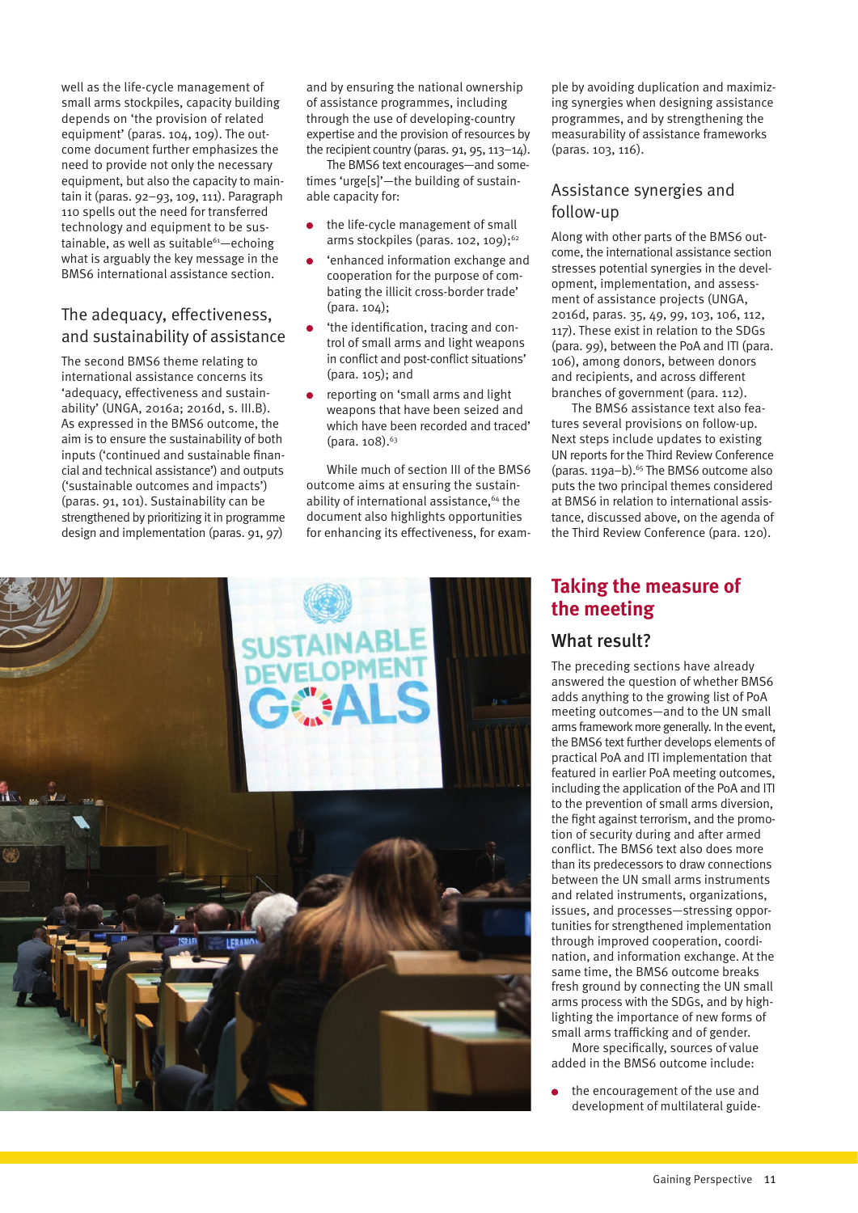well as the life-cycle management of small arms stockpiles, capacity building depends on 'the provision of related equipment' (paras. 104, 109). The outcome document further emphasizes the need to provide not only the necessary equipment, but also the capacity to maintain it (paras. 92–93, 109, 111). Paragraph 110 spells out the need for transferred technology and equipment to be sustainable, as well as suitable[61]—echoing what is arguably the key message in the BMS6 international assistance section.

### The adequacy, effectiveness, and sustainability of assistance

The second BMS6 theme relating to international assistance concerns its 'adequacy, effectiveness and sustainability' (UNGA, 2016a; 2016d, s. III.B). As expressed in the BMS6 outcome, the aim is to ensure the sustainability of both inputs ('continued and sustainable financial and technical assistance') and outputs ('sustainable outcomes and impacts') (paras. 91, 101). Sustainability can be strengthened by prioritizing it in programme design and implementation (paras. 91, 97) and by ensuring the national ownership of assistance programmes, including through the use of developing-country expertise and the provision of resources by the recipient country (paras. 91, 95, 113–14).

The BMS6 text encourages—and sometimes 'urge[s]'—the building of sustainable capacity for:

- the life-cycle management of small arms stockpiles (paras. 102, 109);[62]
- 'enhanced information exchange and cooperation for the purpose of combating the illicit cross-border trade' (para. 104);
- 'the identification, tracing and control of small arms and light weapons in conflict and post-conflict situations' (para. 105); and
- reporting on 'small arms and light weapons that have been seized and which have been recorded and traced' (para. 108).[63]

While much of section III of the BMS6 outcome aims at ensuring the sustainability of international assistance,[64] the document also highlights opportunities for enhancing its effectiveness, for example by avoiding duplication and maximizing synergies when designing assistance programmes, and by strengthening the measurability of assistance frameworks (paras. 103, 116).

### Assistance synergies and follow-up

Along with other parts of the BMS6 outcome, the international assistance section stresses potential synergies in the development, implementation, and assessment of assistance projects (UNGA, 2016d, paras. 35, 49, 99, 103, 106, 112, 117). These exist in relation to the SDGs (para. 99), between the PoA and ITI (para. 106), among donors, between donors and recipients, and across different branches of government (para. 112).

The BMS6 assistance text also features several provisions on follow-up. Next steps include updates to existing UN reports for the Third Review Conference (paras. 119a–b).[65] The BMS6 outcome also puts the two principal themes considered at BMS6 in relation to international assistance, discussed above, on the agenda of the Third Review Conference (para. 120).

## Taking the measure of the meeting

### What result?

The preceding sections have already answered the question of whether BMS6 adds anything to the growing list of PoA meeting outcomes—and to the UN small arms framework more generally. In the event, the BMS6 text further develops elements of practical PoA and ITI implementation that featured in earlier PoA meeting outcomes, including the application of the PoA and ITI to the prevention of small arms diversion, the fight against terrorism, and the promotion of security during and after armed conflict. The BMS6 text also does more than its predecessors to draw connections between the UN small arms instruments and related instruments, organizations, issues, and processes—stressing opportunities for strengthened implementation through improved cooperation, coordination, and information exchange. At the same time, the BMS6 outcome breaks fresh ground by connecting the UN small arms process with the SDGs, and by highlighting the importance of new forms of small arms trafficking and of gender.

More specifically, sources of value added in the BMS6 outcome include:

- the encouragement of the use and development of multilateral guide-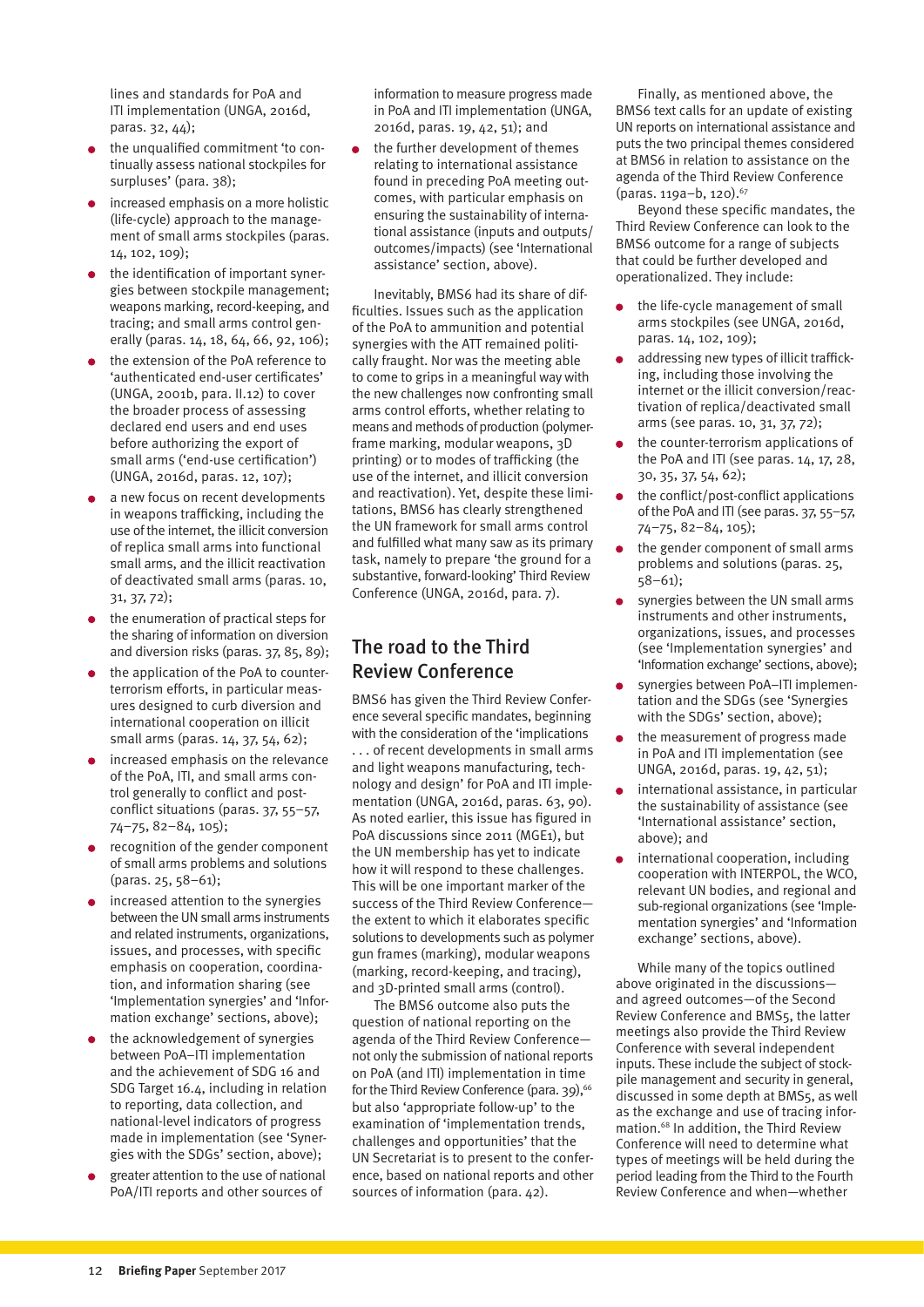lines and standards for PoA and ITI implementation (UNGA, 2016d, paras. 32, 44);

- the unqualified commitment 'to continually assess national stockpiles for surpluses' (para. 38);
- increased emphasis on a more holistic (life-cycle) approach to the management of small arms stockpiles (paras. 14, 102, 109);
- the identification of important synergies between stockpile management; weapons marking, record-keeping, and tracing; and small arms control generally (paras. 14, 18, 64, 66, 92, 106);
- the extension of the PoA reference to 'authenticated end-user certificates' (UNGA, 2001b, para. II.12) to cover the broader process of assessing declared end users and end uses before authorizing the export of small arms ('end-use certification') (UNGA, 2016d, paras. 12, 107);
- a new focus on recent developments in weapons trafficking, including the use of the internet, the illicit conversion of replica small arms into functional small arms, and the illicit reactivation of deactivated small arms (paras. 10, 31, 37, 72);
- the enumeration of practical steps for the sharing of information on diversion and diversion risks (paras. 37, 85, 89);
- the application of the PoA to counterterrorism efforts, in particular measures designed to curb diversion and international cooperation on illicit small arms (paras. 14, 37, 54, 62);
- increased emphasis on the relevance of the PoA, ITI, and small arms control generally to conflict and post-conflict situations (paras. 37, 55–57, 74–75, 82–84, 105);
- recognition of the gender component of small arms problems and solutions (paras. 25, 58–61);
- increased attention to the synergies between the UN small arms instruments and related instruments, organizations, issues, and processes, with specific emphasis on cooperation, coordination, and information sharing (see 'Implementation synergies' and 'Information exchange' sections, above);
- the acknowledgement of synergies between PoA–ITI implementation and the achievement of SDG 16 and SDG Target 16.4, including in relation to reporting, data collection, and national-level indicators of progress made in implementation (see 'Synergies with the SDGs' section, above);
- greater attention to the use of national PoA/ITI reports and other sources of information to measure progress made in PoA and ITI implementation (UNGA, 2016d, paras. 19, 42, 51); and
- the further development of themes relating to international assistance found in preceding PoA meeting outcomes, with particular emphasis on ensuring the sustainability of international assistance (inputs and outputs/outcomes/impacts) (see 'International assistance' section, above).

Inevitably, BMS6 had its share of difficulties. Issues such as the application of the PoA to ammunition and potential synergies with the ATT remained politically fraught. Nor was the meeting able to come to grips in a meaningful way with the new challenges now confronting small arms control efforts, whether relating to means and methods of production (polymer-frame marking, modular weapons, 3D printing) or to modes of trafficking (the use of the internet, and illicit conversion and reactivation). Yet, despite these limitations, BMS6 has clearly strengthened the UN framework for small arms control and fulfilled what many saw as its primary task, namely to prepare 'the ground for a substantive, forward-looking' Third Review Conference (UNGA, 2016d, para. 7).

## The road to the Third Review Conference

BMS6 has given the Third Review Conference several specific mandates, beginning with the consideration of the 'implications . . . of recent developments in small arms and light weapons manufacturing, technology and design' for PoA and ITI implementation (UNGA, 2016d, paras. 63, 90). As noted earlier, this issue has figured in PoA discussions since 2011 (MGE1), but the UN membership has yet to indicate how it will respond to these challenges. This will be one important marker of the success of the Third Review Conference—the extent to which it elaborates specific solutions to developments such as polymer gun frames (marking), modular weapons (marking, record-keeping, and tracing), and 3D-printed small arms (control).

The BMS6 outcome also puts the question of national reporting on the agenda of the Third Review Conference—not only the submission of national reports on PoA (and ITI) implementation in time for the Third Review Conference (para. 39),[66] but also 'appropriate follow-up' to the examination of 'implementation trends, challenges and opportunities' that the UN Secretariat is to present to the conference, based on national reports and other sources of information (para. 42).

Finally, as mentioned above, the BMS6 text calls for an update of existing UN reports on international assistance and puts the two principal themes considered at BMS6 in relation to assistance on the agenda of the Third Review Conference (paras. 119a–b, 120).[67]

Beyond these specific mandates, the Third Review Conference can look to the BMS6 outcome for a range of subjects that could be further developed and operationalized. They include:

- the life-cycle management of small arms stockpiles (see UNGA, 2016d, paras. 14, 102, 109);
- addressing new types of illicit trafficking, including those involving the internet or the illicit conversion/reactivation of replica/deactivated small arms (see paras. 10, 31, 37, 72);
- the counter-terrorism applications of the PoA and ITI (see paras. 14, 17, 28, 30, 35, 37, 54, 62);
- the conflict/post-conflict applications of the PoA and ITI (see paras. 37, 55–57, 74–75, 82–84, 105);
- the gender component of small arms problems and solutions (paras. 25, 58–61);
- synergies between the UN small arms instruments and other instruments, organizations, issues, and processes (see 'Implementation synergies' and 'Information exchange' sections, above);
- synergies between PoA–ITI implementation and the SDGs (see 'Synergies with the SDGs' section, above);
- the measurement of progress made in PoA and ITI implementation (see UNGA, 2016d, paras. 19, 42, 51);
- international assistance, in particular the sustainability of assistance (see 'International assistance' section, above); and
- international cooperation, including cooperation with INTERPOL, the WCO, relevant UN bodies, and regional and sub-regional organizations (see 'Implementation synergies' and 'Information exchange' sections, above).

While many of the topics outlined above originated in the discussions—and agreed outcomes—of the Second Review Conference and BMS5, the latter meetings also provide the Third Review Conference with several independent inputs. These include the subject of stockpile management and security in general, discussed in some depth at BMS5, as well as the exchange and use of tracing information.[68] In addition, the Third Review Conference will need to determine what types of meetings will be held during the period leading from the Third to the Fourth Review Conference and when—whether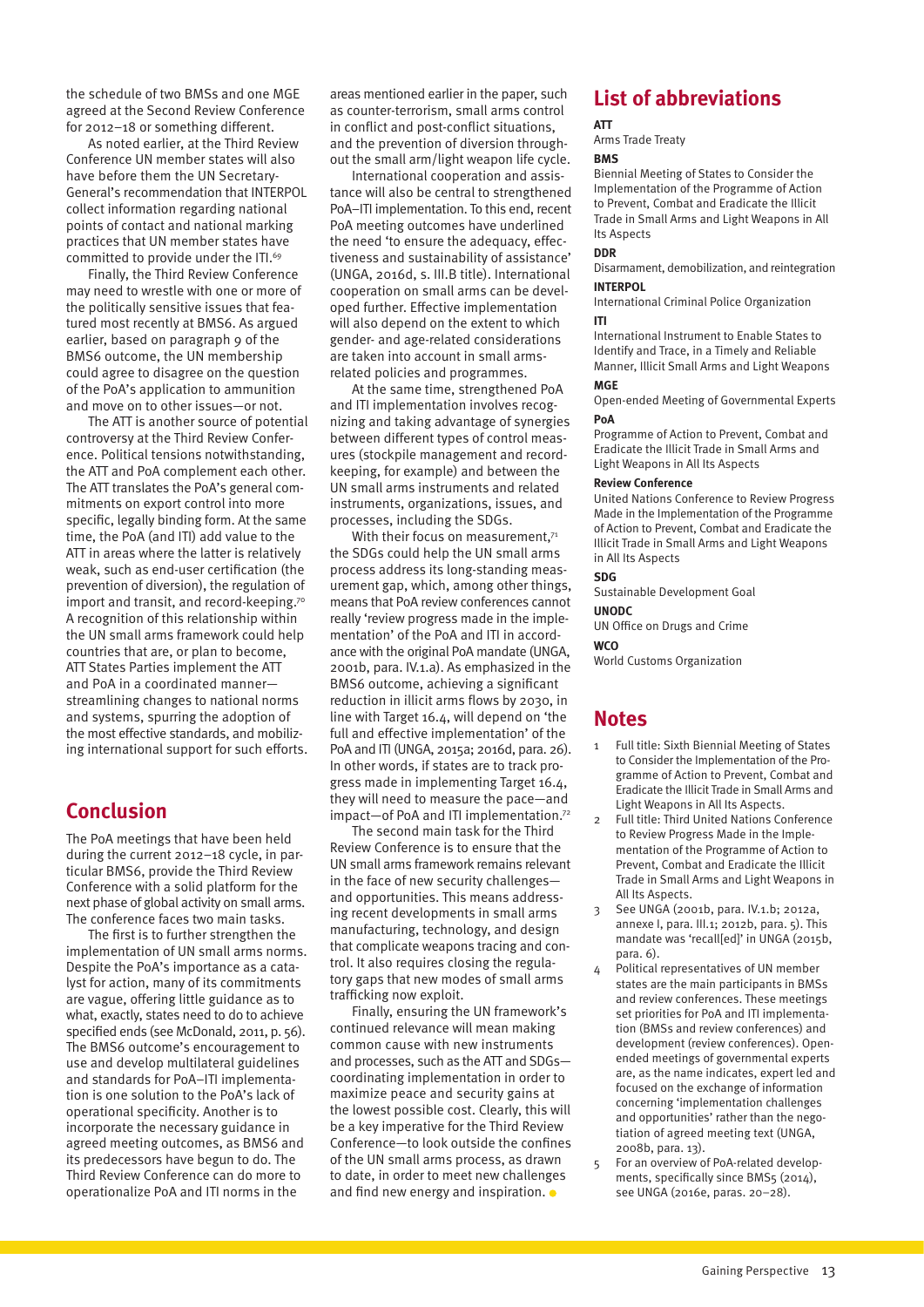the schedule of two BMSs and one MGE agreed at the Second Review Conference for 2012–18 or something different.

As noted earlier, at the Third Review Conference UN member states will also have before them the UN Secretary-General's recommendation that INTERPOL collect information regarding national points of contact and national marking practices that UN member states have committed to provide under the ITI.[69]

Finally, the Third Review Conference may need to wrestle with one or more of the politically sensitive issues that featured most recently at BMS6. As argued earlier, based on paragraph 9 of the BMS6 outcome, the UN membership could agree to disagree on the question of the PoA's application to ammunition and move on to other issues—or not.

The ATT is another source of potential controversy at the Third Review Conference. Political tensions notwithstanding, the ATT and PoA complement each other. The ATT translates the PoA's general commitments on export control into more specific, legally binding form. At the same time, the PoA (and ITI) add value to the ATT in areas where the latter is relatively weak, such as end-user certification (the prevention of diversion), the regulation of import and transit, and record-keeping.[70] A recognition of this relationship within the UN small arms framework could help countries that are, or plan to become, ATT States Parties implement the ATT and PoA in a coordinated manner—streamlining changes to national norms and systems, spurring the adoption of the most effective standards, and mobilizing international support for such efforts.

## Conclusion

The PoA meetings that have been held during the current 2012–18 cycle, in particular BMS6, provide the Third Review Conference with a solid platform for the next phase of global activity on small arms. The conference faces two main tasks.

The first is to further strengthen the implementation of UN small arms norms. Despite the PoA's importance as a catalyst for action, many of its commitments are vague, offering little guidance as to what, exactly, states need to do to achieve specified ends (see McDonald, 2011, p. 56). The BMS6 outcome's encouragement to use and develop multilateral guidelines and standards for PoA–ITI implementation is one solution to the PoA's lack of operational specificity. Another is to incorporate the necessary guidance in agreed meeting outcomes, as BMS6 and its predecessors have begun to do. The Third Review Conference can do more to operationalize PoA and ITI norms in the areas mentioned earlier in the paper, such as counter-terrorism, small arms control in conflict and post-conflict situations, and the prevention of diversion throughout the small arm/light weapon life cycle.

International cooperation and assistance will also be central to strengthened PoA–ITI implementation. To this end, recent PoA meeting outcomes have underlined the need 'to ensure the adequacy, effectiveness and sustainability of assistance' (UNGA, 2016d, s. III.B title). International cooperation on small arms can be developed further. Effective implementation will also depend on the extent to which gender- and age-related considerations are taken into account in small arms-related policies and programmes.

At the same time, strengthened PoA and ITI implementation involves recognizing and taking advantage of synergies between different types of control measures (stockpile management and record-keeping, for example) and between the UN small arms instruments and related instruments, organizations, issues, and processes, including the SDGs.

With their focus on measurement,[71] the SDGs could help the UN small arms process address its long-standing measurement gap, which, among other things, means that PoA review conferences cannot really 'review progress made in the implementation' of the PoA and ITI in accordance with the original PoA mandate (UNGA, 2001b, para. IV.1.a). As emphasized in the BMS6 outcome, achieving a significant reduction in illicit arms flows by 2030, in line with Target 16.4, will depend on 'the full and effective implementation' of the PoA and ITI (UNGA, 2015a; 2016d, para. 26). In other words, if states are to track progress made in implementing Target 16.4, they will need to measure the pace—and impact—of PoA and ITI implementation.[72]

The second main task for the Third Review Conference is to ensure that the UN small arms framework remains relevant in the face of new security challenges—and opportunities. This means addressing recent developments in small arms manufacturing, technology, and design that complicate weapons tracing and control. It also requires closing the regulatory gaps that new modes of small arms trafficking now exploit.

Finally, ensuring the UN framework's continued relevance will mean making common cause with new instruments and processes, such as the ATT and SDGs—coordinating implementation in order to maximize peace and security gains at the lowest possible cost. Clearly, this will be a key imperative for the Third Review Conference—to look outside the confines of the UN small arms process, as drawn to date, in order to meet new challenges and find new energy and inspiration.

## List of abbreviations

**ATT**
Arms Trade Treaty

**BMS**
Biennial Meeting of States to Consider the Implementation of the Programme of Action to Prevent, Combat and Eradicate the Illicit Trade in Small Arms and Light Weapons in All Its Aspects

**DDR**
Disarmament, demobilization, and reintegration

**INTERPOL**
International Criminal Police Organization

**ITI**
International Instrument to Enable States to Identify and Trace, in a Timely and Reliable Manner, Illicit Small Arms and Light Weapons

**MGE**
Open-ended Meeting of Governmental Experts

**PoA**
Programme of Action to Prevent, Combat and Eradicate the Illicit Trade in Small Arms and Light Weapons in All Its Aspects

**Review Conference**
United Nations Conference to Review Progress Made in the Implementation of the Programme of Action to Prevent, Combat and Eradicate the Illicit Trade in Small Arms and Light Weapons in All Its Aspects

**SDG**
Sustainable Development Goal

**UNODC**
UN Office on Drugs and Crime

**WCO**
World Customs Organization

## Notes

1. Full title: Sixth Biennial Meeting of States to Consider the Implementation of the Programme of Action to Prevent, Combat and Eradicate the Illicit Trade in Small Arms and Light Weapons in All Its Aspects.
2. Full title: Third United Nations Conference to Review Progress Made in the Implementation of the Programme of Action to Prevent, Combat and Eradicate the Illicit Trade in Small Arms and Light Weapons in All Its Aspects.
3. See UNGA (2001b, para. IV.1.b; 2012a, annexe I, para. III.1; 2012b, para. 5). This mandate was 'recall[ed]' in UNGA (2015b, para. 6).
4. Political representatives of UN member states are the main participants in BMSs and review conferences. These meetings set priorities for PoA and ITI implementation (BMSs and review conferences) and development (review conferences). Open-ended meetings of governmental experts are, as the name indicates, expert led and focused on the exchange of information concerning 'implementation challenges and opportunities' rather than the negotiation of agreed meeting text (UNGA, 2008b, para. 13).
5. For an overview of PoA-related developments, specifically since BMS5 (2014), see UNGA (2016e, paras. 20–28).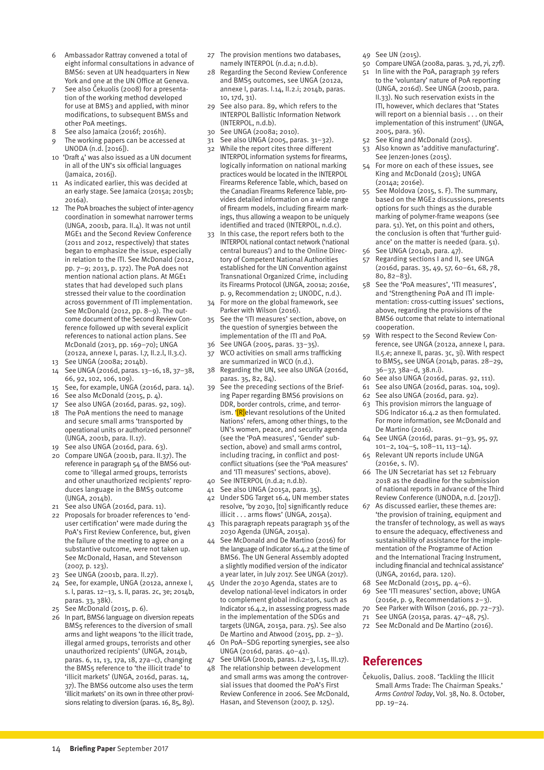6 Ambassador Rattray convened a total of eight informal consultations in advance of BMS6: seven at UN headquarters in New York and one at the UN Office at Geneva.
7 See also Čekuolis (2008) for a presentation of the working method developed for use at BMS3 and applied, with minor modifications, to subsequent BMSs and other PoA meetings.
8 See also Jamaica (2016f; 2016h).
9 The working papers can be accessed at UNODA (n.d. [2016]).
10 'Draft 4' was also issued as a UN document in all of the UN's six official languages (Jamaica, 2016j).
11 As indicated earlier, this was decided at an early stage. See Jamaica (2015a; 2015b; 2016a).
12 The PoA broaches the subject of inter-agency coordination in somewhat narrower terms (UNGA, 2001b, para. II.4). It was not until MGE1 and the Second Review Conference (2011 and 2012, respectively) that states began to emphasize the issue, especially in relation to the ITI. See McDonald (2012, pp. 7–9; 2013, p. 172). The PoA does not mention national action plans. At MGE1 states that had developed such plans stressed their value to the coordination across government of ITI implementation. See McDonald (2012, pp. 8–9). The outcome document of the Second Review Conference followed up with several explicit references to national action plans. See McDonald (2013, pp. 169–70); UNGA (2012a, annexe I, paras. I.7, II.2.I, II.3.c).
13 See UNGA (2008a; 2014b).
14 See UNGA (2016d, paras. 13–16, 18, 37–38, 66, 92, 102, 106, 109).
15 See, for example, UNGA (2016d, para. 14).
16 See also McDonald (2015, p. 4).
17 See also UNGA (2016d, paras. 92, 109).
18 The PoA mentions the need to manage and secure small arms 'transported by operational units or authorized personnel' (UNGA, 2001b, para. II.17).
19 See also UNGA (2016d, para. 63).
20 Compare UNGA (2001b, para. II.37). The reference in paragraph 54 of the BMS6 outcome to 'illegal armed groups, terrorists and other unauthorized recipients' reproduces language in the BMS5 outcome (UNGA, 2014b).
21 See also UNGA (2016d, para. 11).
22 Proposals for broader references to 'end-user certification' were made during the PoA's First Review Conference, but, given the failure of the meeting to agree on a substantive outcome, were not taken up. See McDonald, Hasan, and Stevenson (2007, p. 123).
23 See UNGA (2001b, para. II.27).
24 See, for example, UNGA (2012a, annexe I, s. I, paras. 12–13, s. II, paras. 2c, 3e; 2014b, paras. 33, 38k).
25 See McDonald (2015, p. 6).
26 In part, BMS6 language on diversion repeats BMS5 references to the diversion of small arms and light weapons 'to the illicit trade, illegal armed groups, terrorists and other unauthorized recipients' (UNGA, 2014b, paras. 6, 11, 13, 17a, 18, 27a–c), changing the BMS5 reference to 'the illicit trade' to 'illicit markets' (UNGA, 2016d, paras. 14, 37). The BMS6 outcome also uses the term 'illicit markets' on its own in three other provisions relating to diversion (paras. 16, 85, 89).
27 The provision mentions two databases, namely INTERPOL (n.d.a; n.d.b).
28 Regarding the Second Review Conference and BMS5 outcomes, see UNGA (2012a, annexe I, paras. I.14, II.2.i; 2014b, paras. 10, 17d, 31).
29 See also para. 89, which refers to the INTERPOL Ballistic Information Network (INTERPOL, n.d.b).
30 See UNGA (2008a; 2010).
31 See also UNGA (2005, paras. 31–32).
32 While the report cites three different INTERPOL information systems for firearms, logically information on national marking practices would be located in the INTERPOL Firearms Reference Table, which, based on the Canadian Firearms Reference Table, provides detailed information on a wide range of firearm models, including firearm markings, thus allowing a weapon to be uniquely identified and traced (INTERPOL, n.d.c).
33 In this case, the report refers both to the INTERPOL national contact network ('national central bureaus') and to the Online Directory of Competent National Authorities established for the UN Convention against Transnational Organized Crime, including its Firearms Protocol (UNGA, 2001a; 2016e, p. 9, Recommendation 2; UNODC, n.d.).
34 For more on the global framework, see Parker with Wilson (2016).
35 See the 'ITI measures' section, above, on the question of synergies between the implementation of the ITI and PoA.
36 See UNGA (2005, paras. 33–35).
37 WCO activities on small arms trafficking are summarized in WCO (n.d.).
38 Regarding the UN, see also UNGA (2016d, paras. 35, 82, 84).
39 See the preceding sections of the Briefing Paper regarding BMS6 provisions on DDR, border controls, crime, and terrorism. '[R]elevant resolutions of the United Nations' refers, among other things, to the UN's women, peace, and security agenda (see the 'PoA measures', 'Gender' subsection, above) and small arms control, including tracing, in conflict and post-conflict situations (see the 'PoA measures' and 'ITI measures' sections, above).
40 See INTERPOL (n.d.a; n.d.b).
41 See also UNGA (2015a, para. 35).
42 Under SDG Target 16.4, UN member states resolve, 'by 2030, [to] significantly reduce illicit . . . arms flows' (UNGA, 2015a).
43 This paragraph repeats paragraph 35 of the 2030 Agenda (UNGA, 2015a).
44 See McDonald and De Martino (2016) for the language of Indicator 16.4.2 at the time of BMS6. The UN General Assembly adopted a slightly modified version of the indicator a year later, in July 2017. See UNGA (2017).
45 Under the 2030 Agenda, states are to develop national-level indicators in order to complement global indicators, such as Indicator 16.4.2, in assessing progress made in the implementation of the SDGs and targets (UNGA, 2015a, para. 75). See also De Martino and Atwood (2015, pp. 2–3).
46 On PoA–SDG reporting synergies, see also UNGA (2016d, paras. 40–41).
47 See UNGA (2001b, paras. I.2–3, I.15, III.17).
48 The relationship between development and small arms was among the controversial issues that doomed the PoA's First Review Conference in 2006. See McDonald, Hasan, and Stevenson (2007, p. 125).
49 See UN (2015).
50 Compare UNGA (2008a, paras. 3, 7d, 7i, 27f).
51 In line with the PoA, paragraph 39 refers to the 'voluntary' nature of PoA reporting (UNGA, 2016d). See UNGA (2001b, para. II.33). No such reservation exists in the ITI, however, which declares that 'States will report on a biennial basis . . . on their implementation of this instrument' (UNGA, 2005, para. 36).
52 See King and McDonald (2015).
53 Also known as 'additive manufacturing'. See Jenzen-Jones (2015).
54 For more on each of these issues, see King and McDonald (2015); UNGA (2014a; 2016e).
55 See Moldova (2015, s. F). The summary, based on the MGE2 discussions, presents options for such things as the durable marking of polymer-frame weapons (see para. 51). Yet, on this point and others, the conclusion is often that 'further guidance' on the matter is needed (para. 51).
56 See UNGA (2014b, para. 47).
57 Regarding sections I and II, see UNGA (2016d, paras. 35, 49, 57, 60–61, 68, 78, 80, 82–83).
58 See the 'PoA measures', 'ITI measures', and 'Strengthening PoA and ITI implementation: cross-cutting issues' sections, above, regarding the provisions of the BMS6 outcome that relate to international cooperation.
59 With respect to the Second Review Conference, see UNGA (2012a, annexe I, para. II.5.e; annexe II, paras. 3c, 3j). With respect to BMS5, see UNGA (2014b, paras. 28–29, 36–37, 38a–d, 38.n.i).
60 See also UNGA (2016d, paras. 92, 111).
61 See also UNGA (2016d, paras. 104, 109).
62 See also UNGA (2016d, para. 92).
63 This provision mirrors the language of SDG Indicator 16.4.2 as then formulated. For more information, see McDonald and De Martino (2016).
64 See UNGA (2016d, paras. 91–93, 95, 97, 101–2, 104–5, 108–11, 113–14).
65 Relevant UN reports include UNGA (2016e, s. IV).
66 The UN Secretariat has set 12 February 2018 as the deadline for the submission of national reports in advance of the Third Review Conference (UNODA, n.d. [2017]).
67 As discussed earlier, these themes are: 'the provision of training, equipment and the transfer of technology, as well as ways to ensure the adequacy, effectiveness and sustainability of assistance for the implementation of the Programme of Action and the International Tracing Instrument, including financial and technical assistance' (UNGA, 2016d, para. 120).
68 See McDonald (2015, pp. 4–6).
69 See 'ITI measures' section, above; UNGA (2016e, p. 9, Recommendations 2–3).
70 See Parker with Wilson (2016, pp. 72–73).
71 See UNGA (2015a, paras. 47–48, 75).
72 See McDonald and De Martino (2016).

## References

Čekuolis, Dalius. 2008. 'Tackling the Illicit Small Arms Trade: The Chairman Speaks.' *Arms Control Today*, Vol. 38, No. 8. October, pp. 19–24.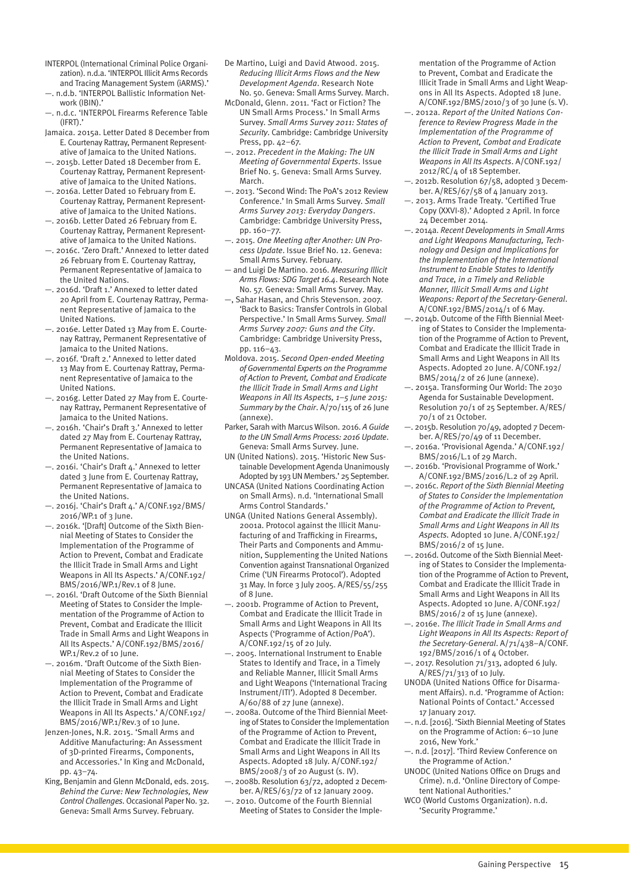INTERPOL (International Criminal Police Organization). n.d.a. 'INTERPOL Illicit Arms Records and Tracing Management System (iARMS).'

—. n.d.b. 'INTERPOL Ballistic Information Network (IBIN).'

—. n.d.c. 'INTERPOL Firearms Reference Table (IFRT).'

Jamaica. 2015a. Letter Dated 8 December from E. Courtenay Rattray, Permanent Representative of Jamaica to the United Nations.

—. 2015b. Letter Dated 18 December from E. Courtenay Rattray, Permanent Representative of Jamaica to the United Nations.

—. 2016a. Letter Dated 10 February from E. Courtenay Rattray, Permanent Representative of Jamaica to the United Nations.

—. 2016b. Letter Dated 26 February from E. Courtenay Rattray, Permanent Representative of Jamaica to the United Nations.

—. 2016c. 'Zero Draft.' Annexed to letter dated 26 February from E. Courtenay Rattray, Permanent Representative of Jamaica to the United Nations.

—. 2016d. 'Draft 1.' Annexed to letter dated 20 April from E. Courtenay Rattray, Permanent Representative of Jamaica to the United Nations.

—. 2016e. Letter Dated 13 May from E. Courtenay Rattray, Permanent Representative of Jamaica to the United Nations.

—. 2016f. 'Draft 2.' Annexed to letter dated 13 May from E. Courtenay Rattray, Permanent Representative of Jamaica to the United Nations.

—. 2016g. Letter Dated 27 May from E. Courtenay Rattray, Permanent Representative of Jamaica to the United Nations.

—. 2016h. 'Chair's Draft 3.' Annexed to letter dated 27 May from E. Courtenay Rattray, Permanent Representative of Jamaica to the United Nations.

—. 2016i. 'Chair's Draft 4.' Annexed to letter dated 3 June from E. Courtenay Rattray, Permanent Representative of Jamaica to the United Nations.

—. 2016j. 'Chair's Draft 4.' A/CONF.192/BMS/2016/WP.1 of 3 June.

—. 2016k. '[Draft] Outcome of the Sixth Biennial Meeting of States to Consider the Implementation of the Programme of Action to Prevent, Combat and Eradicate the Illicit Trade in Small Arms and Light Weapons in All Its Aspects.' A/CONF.192/BMS/2016/WP.1/Rev.1 of 8 June.

—. 2016l. 'Draft Outcome of the Sixth Biennial Meeting of States to Consider the Implementation of the Programme of Action to Prevent, Combat and Eradicate the Illicit Trade in Small Arms and Light Weapons in All Its Aspects.' A/CONF.192/BMS/2016/WP.1/Rev.2 of 10 June.

—. 2016m. 'Draft Outcome of the Sixth Biennial Meeting of States to Consider the Implementation of the Programme of Action to Prevent, Combat and Eradicate the Illicit Trade in Small Arms and Light Weapons in All Its Aspects.' A/CONF.192/BMS/2016/WP.1/Rev.3 of 10 June.

Jenzen-Jones, N.R. 2015. 'Small Arms and Additive Manufacturing: An Assessment of 3D-printed Firearms, Components, and Accessories.' In King and McDonald, pp. 43–74.

King, Benjamin and Glenn McDonald, eds. 2015. *Behind the Curve: New Technologies, New Control Challenges*. Occasional Paper No. 32. Geneva: Small Arms Survey. February.

De Martino, Luigi and David Atwood. 2015. *Reducing Illicit Arms Flows and the New Development Agenda*. Research Note No. 50. Geneva: Small Arms Survey. March.

McDonald, Glenn. 2011. 'Fact or Fiction? The UN Small Arms Process.' In Small Arms Survey. *Small Arms Survey 2011: States of Security*. Cambridge: Cambridge University Press, pp. 42–67.

—. 2012. *Precedent in the Making: The UN Meeting of Governmental Experts*. Issue Brief No. 5. Geneva: Small Arms Survey. March.

—. 2013. 'Second Wind: The PoA's 2012 Review Conference.' In Small Arms Survey. *Small Arms Survey 2013: Everyday Dangers*. Cambridge: Cambridge University Press, pp. 160–77.

—. 2015. *One Meeting after Another: UN Process Update*. Issue Brief No. 12. Geneva: Small Arms Survey. February.

— and Luigi De Martino. 2016. *Measuring Illicit Arms Flows: SDG Target 16.4*. Research Note No. 57. Geneva: Small Arms Survey. May.

—, Sahar Hasan, and Chris Stevenson. 2007. 'Back to Basics: Transfer Controls in Global Perspective.' In Small Arms Survey. *Small Arms Survey 2007: Guns and the City*. Cambridge: Cambridge University Press, pp. 116–43.

Moldova. 2015. *Second Open-ended Meeting of Governmental Experts on the Programme of Action to Prevent, Combat and Eradicate the Illicit Trade in Small Arms and Light Weapons in All Its Aspects, 1–5 June 2015: Summary by the Chair*. A/70/115 of 26 June (annexe).

Parker, Sarah with Marcus Wilson. 2016. *A Guide to the UN Small Arms Process: 2016 Update*. Geneva: Small Arms Survey. June.

UN (United Nations). 2015. 'Historic New Sustainable Development Agenda Unanimously Adopted by 193 UN Members.' 25 September.

UNCASA (United Nations Coordinating Action on Small Arms). n.d. 'International Small Arms Control Standards.'

UNGA (United Nations General Assembly). 2001a. Protocol against the Illicit Manufacturing of and Trafficking in Firearms, Their Parts and Components and Ammunition, Supplementing the United Nations Convention against Transnational Organized Crime ('UN Firearms Protocol'). Adopted 31 May. In force 3 July 2005. A/RES/55/255 of 8 June.

—. 2001b. Programme of Action to Prevent, Combat and Eradicate the Illicit Trade in Small Arms and Light Weapons in All Its Aspects ('Programme of Action/PoA'). A/CONF.192/15 of 20 July.

—. 2005. International Instrument to Enable States to Identify and Trace, in a Timely and Reliable Manner, Illicit Small Arms and Light Weapons ('International Tracing Instrument/ITI'). Adopted 8 December. A/60/88 of 27 June (annexe).

—. 2008a. Outcome of the Third Biennial Meeting of States to Consider the Implementation of the Programme of Action to Prevent, Combat and Eradicate the Illicit Trade in Small Arms and Light Weapons in All Its Aspects. Adopted 18 July. A/CONF.192/BMS/2008/3 of 20 August (s. IV).

—. 2008b. Resolution 63/72, adopted 2 December. A/RES/63/72 of 12 January 2009.

—. 2010. Outcome of the Fourth Biennial Meeting of States to Consider the Implementation of the Programme of Action to Prevent, Combat and Eradicate the Illicit Trade in Small Arms and Light Weapons in All Its Aspects. Adopted 18 June. A/CONF.192/BMS/2010/3 of 30 June (s. V).

—. 2012a. *Report of the United Nations Conference to Review Progress Made in the Implementation of the Programme of Action to Prevent, Combat and Eradicate the Illicit Trade in Small Arms and Light Weapons in All Its Aspects*. A/CONF.192/2012/RC/4 of 18 September.

—. 2012b. Resolution 67/58, adopted 3 December. A/RES/67/58 of 4 January 2013.

—. 2013. Arms Trade Treaty. 'Certified True Copy (XXVI-8).' Adopted 2 April. In force 24 December 2014.

—. 2014a. *Recent Developments in Small Arms and Light Weapons Manufacturing, Technology and Design and Implications for the Implementation of the International Instrument to Enable States to Identify and Trace, in a Timely and Reliable Manner, Illicit Small Arms and Light Weapons: Report of the Secretary-General*. A/CONF.192/BMS/2014/1 of 6 May.

—. 2014b. Outcome of the Fifth Biennial Meeting of States to Consider the Implementation of the Programme of Action to Prevent, Combat and Eradicate the Illicit Trade in Small Arms and Light Weapons in All Its Aspects. Adopted 20 June. A/CONF.192/BMS/2014/2 of 26 June (annexe).

—. 2015a. Transforming Our World: The 2030 Agenda for Sustainable Development. Resolution 70/1 of 25 September. A/RES/70/1 of 21 October.

—. 2015b. Resolution 70/49, adopted 7 December. A/RES/70/49 of 11 December.

—. 2016a. 'Provisional Agenda.' A/CONF.192/BMS/2016/L.1 of 29 March.

—. 2016b. 'Provisional Programme of Work.' A/CONF.192/BMS/2016/L.2 of 29 April.

—. 2016c. *Report of the Sixth Biennial Meeting of States to Consider the Implementation of the Programme of Action to Prevent, Combat and Eradicate the Illicit Trade in Small Arms and Light Weapons in All Its Aspects.* Adopted 10 June. A/CONF.192/BMS/2016/2 of 15 June.

—. 2016d. Outcome of the Sixth Biennial Meeting of States to Consider the Implementation of the Programme of Action to Prevent, Combat and Eradicate the Illicit Trade in Small Arms and Light Weapons in All Its Aspects. Adopted 10 June. A/CONF.192/BMS/2016/2 of 15 June (annexe).

—. 2016e. *The Illicit Trade in Small Arms and Light Weapons in All Its Aspects: Report of the Secretary-General*. A/71/438–A/CONF.192/BMS/2016/1 of 4 October.

—. 2017. Resolution 71/313, adopted 6 July. A/RES/71/313 of 10 July.

UNODA (United Nations Office for Disarmament Affairs). n.d. 'Programme of Action: National Points of Contact.' Accessed 17 January 2017.

—. n.d. [2016]. 'Sixth Biennial Meeting of States on the Programme of Action: 6–10 June 2016, New York.'

—. n.d. [2017]. 'Third Review Conference on the Programme of Action.'

UNODC (United Nations Office on Drugs and Crime). n.d. 'Online Directory of Competent National Authorities.'

WCO (World Customs Organization). n.d. 'Security Programme.'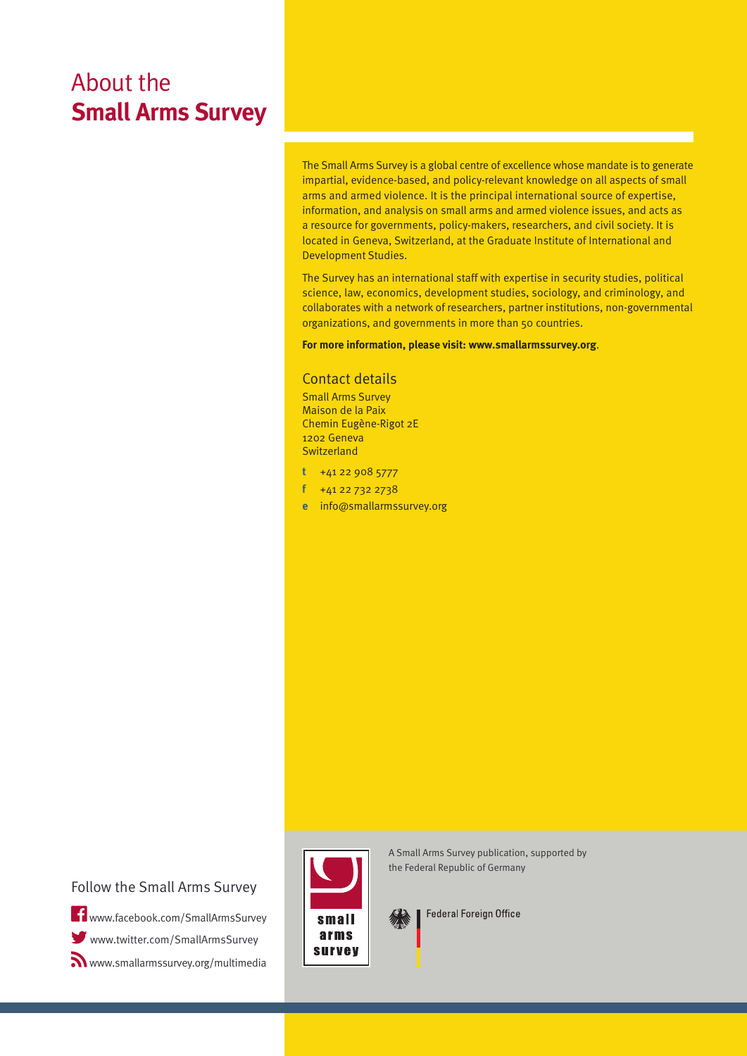# About the **Small Arms Survey**

The Small Arms Survey is a global centre of excellence whose mandate is to generate impartial, evidence-based, and policy-relevant knowledge on all aspects of small arms and armed violence. It is the principal international source of expertise, information, and analysis on small arms and armed violence issues, and acts as a resource for governments, policy-makers, researchers, and civil society. It is located in Geneva, Switzerland, at the Graduate Institute of International and Development Studies.

The Survey has an international staff with expertise in security studies, political science, law, economics, development studies, sociology, and criminology, and collaborates with a network of researchers, partner institutions, non-governmental organizations, and governments in more than 50 countries.

**For more information, please visit: www.smallarmssurvey.org**.

## Contact details

Small Arms Survey
Maison de la Paix
Chemin Eugène-Rigot 2E
1202 Geneva
Switzerland

**t** +41 22 908 5777
**f** +41 22 732 2738
**e** info@smallarmssurvey.org

## Follow the Small Arms Survey

www.facebook.com/SmallArmsSurvey
www.twitter.com/SmallArmsSurvey
www.smallarmssurvey.org/multimedia

small arms survey

A Small Arms Survey publication, supported by the Federal Republic of Germany

Federal Foreign Office